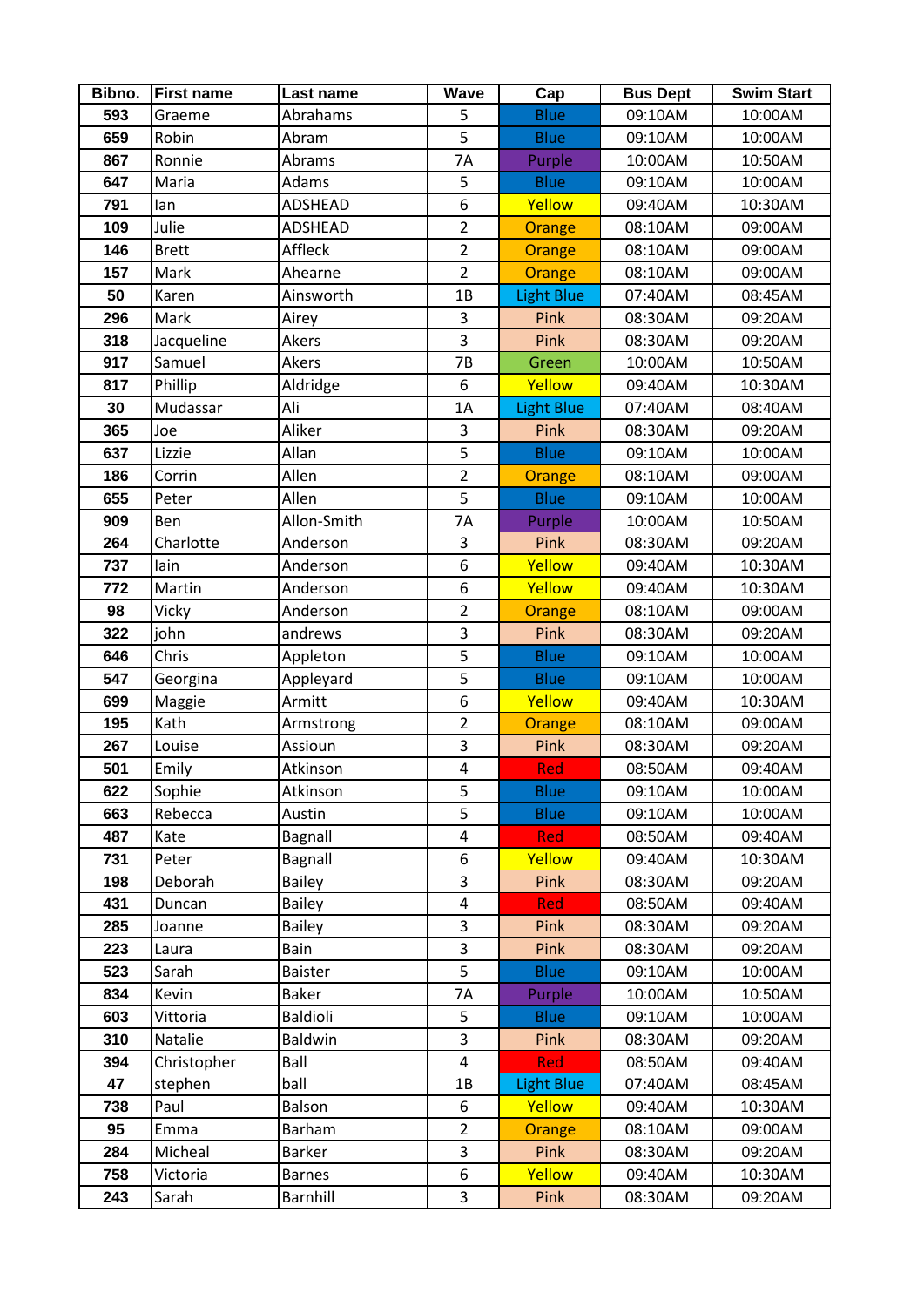| Bibno. | First name | Last name | Wave | Cap | Bus Dept | Swim Start |
|---|---|---|---|---|---|---|
| 593 | Graeme | Abrahams | 5 | Blue | 09:10AM | 10:00AM |
| 659 | Robin | Abram | 5 | Blue | 09:10AM | 10:00AM |
| 867 | Ronnie | Abrams | 7A | Purple | 10:00AM | 10:50AM |
| 647 | Maria | Adams | 5 | Blue | 09:10AM | 10:00AM |
| 791 | Ian | ADSHEAD | 6 | Yellow | 09:40AM | 10:30AM |
| 109 | Julie | ADSHEAD | 2 | Orange | 08:10AM | 09:00AM |
| 146 | Brett | Affleck | 2 | Orange | 08:10AM | 09:00AM |
| 157 | Mark | Ahearne | 2 | Orange | 08:10AM | 09:00AM |
| 50 | Karen | Ainsworth | 1B | Light Blue | 07:40AM | 08:45AM |
| 296 | Mark | Airey | 3 | Pink | 08:30AM | 09:20AM |
| 318 | Jacqueline | Akers | 3 | Pink | 08:30AM | 09:20AM |
| 917 | Samuel | Akers | 7B | Green | 10:00AM | 10:50AM |
| 817 | Phillip | Aldridge | 6 | Yellow | 09:40AM | 10:30AM |
| 30 | Mudassar | Ali | 1A | Light Blue | 07:40AM | 08:40AM |
| 365 | Joe | Aliker | 3 | Pink | 08:30AM | 09:20AM |
| 637 | Lizzie | Allan | 5 | Blue | 09:10AM | 10:00AM |
| 186 | Corrin | Allen | 2 | Orange | 08:10AM | 09:00AM |
| 655 | Peter | Allen | 5 | Blue | 09:10AM | 10:00AM |
| 909 | Ben | Allon-Smith | 7A | Purple | 10:00AM | 10:50AM |
| 264 | Charlotte | Anderson | 3 | Pink | 08:30AM | 09:20AM |
| 737 | Iain | Anderson | 6 | Yellow | 09:40AM | 10:30AM |
| 772 | Martin | Anderson | 6 | Yellow | 09:40AM | 10:30AM |
| 98 | Vicky | Anderson | 2 | Orange | 08:10AM | 09:00AM |
| 322 | john | andrews | 3 | Pink | 08:30AM | 09:20AM |
| 646 | Chris | Appleton | 5 | Blue | 09:10AM | 10:00AM |
| 547 | Georgina | Appleyard | 5 | Blue | 09:10AM | 10:00AM |
| 699 | Maggie | Armitt | 6 | Yellow | 09:40AM | 10:30AM |
| 195 | Kath | Armstrong | 2 | Orange | 08:10AM | 09:00AM |
| 267 | Louise | Assioun | 3 | Pink | 08:30AM | 09:20AM |
| 501 | Emily | Atkinson | 4 | Red | 08:50AM | 09:40AM |
| 622 | Sophie | Atkinson | 5 | Blue | 09:10AM | 10:00AM |
| 663 | Rebecca | Austin | 5 | Blue | 09:10AM | 10:00AM |
| 487 | Kate | Bagnall | 4 | Red | 08:50AM | 09:40AM |
| 731 | Peter | Bagnall | 6 | Yellow | 09:40AM | 10:30AM |
| 198 | Deborah | Bailey | 3 | Pink | 08:30AM | 09:20AM |
| 431 | Duncan | Bailey | 4 | Red | 08:50AM | 09:40AM |
| 285 | Joanne | Bailey | 3 | Pink | 08:30AM | 09:20AM |
| 223 | Laura | Bain | 3 | Pink | 08:30AM | 09:20AM |
| 523 | Sarah | Baister | 5 | Blue | 09:10AM | 10:00AM |
| 834 | Kevin | Baker | 7A | Purple | 10:00AM | 10:50AM |
| 603 | Vittoria | Baldioli | 5 | Blue | 09:10AM | 10:00AM |
| 310 | Natalie | Baldwin | 3 | Pink | 08:30AM | 09:20AM |
| 394 | Christopher | Ball | 4 | Red | 08:50AM | 09:40AM |
| 47 | stephen | ball | 1B | Light Blue | 07:40AM | 08:45AM |
| 738 | Paul | Balson | 6 | Yellow | 09:40AM | 10:30AM |
| 95 | Emma | Barham | 2 | Orange | 08:10AM | 09:00AM |
| 284 | Micheal | Barker | 3 | Pink | 08:30AM | 09:20AM |
| 758 | Victoria | Barnes | 6 | Yellow | 09:40AM | 10:30AM |
| 243 | Sarah | Barnhill | 3 | Pink | 08:30AM | 09:20AM |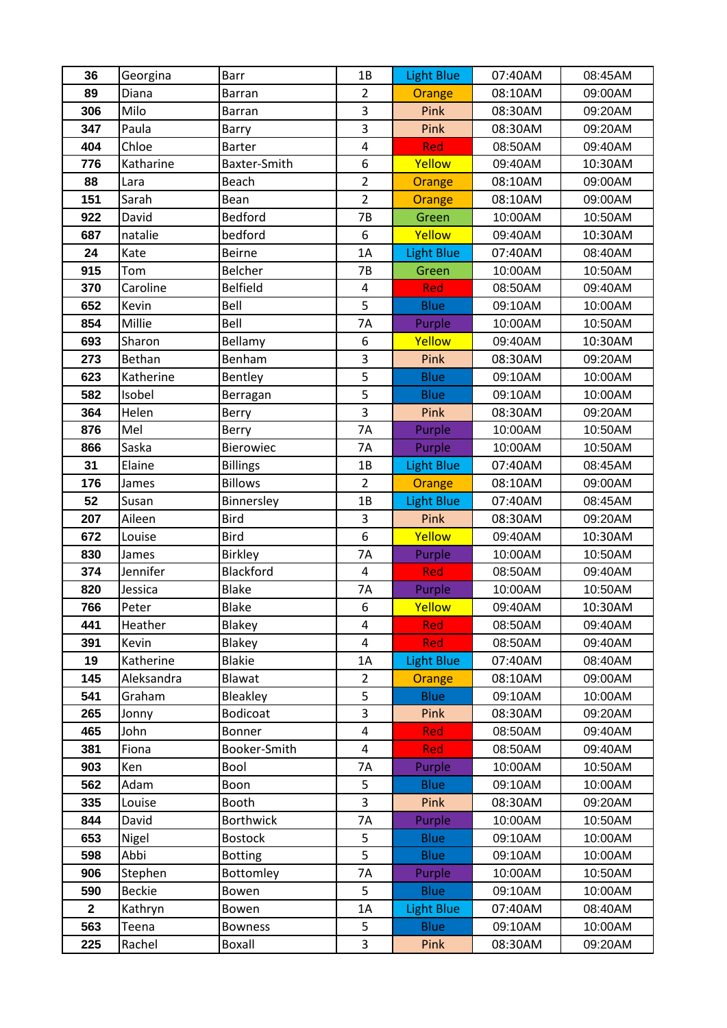| 36 | Georgina | Barr | 1B | Light Blue | 07:40AM | 08:45AM |
|---|---|---|---|---|---|---|
| 89 | Diana | Barran | 2 | Orange | 08:10AM | 09:00AM |
| 306 | Milo | Barran | 3 | Pink | 08:30AM | 09:20AM |
| 347 | Paula | Barry | 3 | Pink | 08:30AM | 09:20AM |
| 404 | Chloe | Barter | 4 | Red | 08:50AM | 09:40AM |
| 776 | Katharine | Baxter-Smith | 6 | Yellow | 09:40AM | 10:30AM |
| 88 | Lara | Beach | 2 | Orange | 08:10AM | 09:00AM |
| 151 | Sarah | Bean | 2 | Orange | 08:10AM | 09:00AM |
| 922 | David | Bedford | 7B | Green | 10:00AM | 10:50AM |
| 687 | natalie | bedford | 6 | Yellow | 09:40AM | 10:30AM |
| 24 | Kate | Beirne | 1A | Light Blue | 07:40AM | 08:40AM |
| 915 | Tom | Belcher | 7B | Green | 10:00AM | 10:50AM |
| 370 | Caroline | Belfield | 4 | Red | 08:50AM | 09:40AM |
| 652 | Kevin | Bell | 5 | Blue | 09:10AM | 10:00AM |
| 854 | Millie | Bell | 7A | Purple | 10:00AM | 10:50AM |
| 693 | Sharon | Bellamy | 6 | Yellow | 09:40AM | 10:30AM |
| 273 | Bethan | Benham | 3 | Pink | 08:30AM | 09:20AM |
| 623 | Katherine | Bentley | 5 | Blue | 09:10AM | 10:00AM |
| 582 | Isobel | Berragan | 5 | Blue | 09:10AM | 10:00AM |
| 364 | Helen | Berry | 3 | Pink | 08:30AM | 09:20AM |
| 876 | Mel | Berry | 7A | Purple | 10:00AM | 10:50AM |
| 866 | Saska | Bierowiec | 7A | Purple | 10:00AM | 10:50AM |
| 31 | Elaine | Billings | 1B | Light Blue | 07:40AM | 08:45AM |
| 176 | James | Billows | 2 | Orange | 08:10AM | 09:00AM |
| 52 | Susan | Binnersley | 1B | Light Blue | 07:40AM | 08:45AM |
| 207 | Aileen | Bird | 3 | Pink | 08:30AM | 09:20AM |
| 672 | Louise | Bird | 6 | Yellow | 09:40AM | 10:30AM |
| 830 | James | Birkley | 7A | Purple | 10:00AM | 10:50AM |
| 374 | Jennifer | Blackford | 4 | Red | 08:50AM | 09:40AM |
| 820 | Jessica | Blake | 7A | Purple | 10:00AM | 10:50AM |
| 766 | Peter | Blake | 6 | Yellow | 09:40AM | 10:30AM |
| 441 | Heather | Blakey | 4 | Red | 08:50AM | 09:40AM |
| 391 | Kevin | Blakey | 4 | Red | 08:50AM | 09:40AM |
| 19 | Katherine | Blakie | 1A | Light Blue | 07:40AM | 08:40AM |
| 145 | Aleksandra | Blawat | 2 | Orange | 08:10AM | 09:00AM |
| 541 | Graham | Bleakley | 5 | Blue | 09:10AM | 10:00AM |
| 265 | Jonny | Bodicoat | 3 | Pink | 08:30AM | 09:20AM |
| 465 | John | Bonner | 4 | Red | 08:50AM | 09:40AM |
| 381 | Fiona | Booker-Smith | 4 | Red | 08:50AM | 09:40AM |
| 903 | Ken | Bool | 7A | Purple | 10:00AM | 10:50AM |
| 562 | Adam | Boon | 5 | Blue | 09:10AM | 10:00AM |
| 335 | Louise | Booth | 3 | Pink | 08:30AM | 09:20AM |
| 844 | David | Borthwick | 7A | Purple | 10:00AM | 10:50AM |
| 653 | Nigel | Bostock | 5 | Blue | 09:10AM | 10:00AM |
| 598 | Abbi | Botting | 5 | Blue | 09:10AM | 10:00AM |
| 906 | Stephen | Bottomley | 7A | Purple | 10:00AM | 10:50AM |
| 590 | Beckie | Bowen | 5 | Blue | 09:10AM | 10:00AM |
| 2 | Kathryn | Bowen | 1A | Light Blue | 07:40AM | 08:40AM |
| 563 | Teena | Bowness | 5 | Blue | 09:10AM | 10:00AM |
| 225 | Rachel | Boxall | 3 | Pink | 08:30AM | 09:20AM |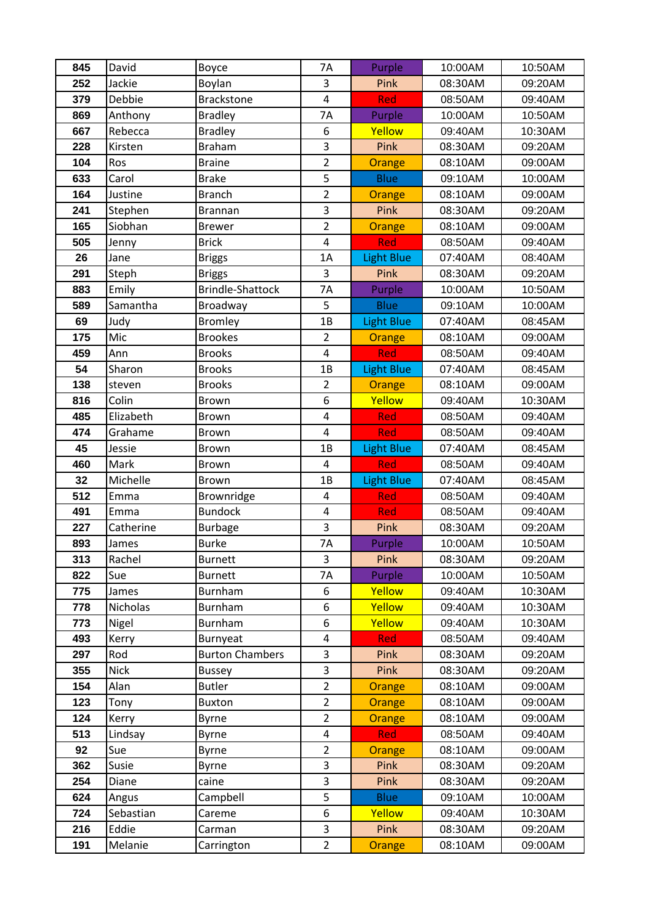| 845 | David | Boyce | 7A | Purple | 10:00AM | 10:50AM |
|---|---|---|---|---|---|---|
| 252 | Jackie | Boylan | 3 | Pink | 08:30AM | 09:20AM |
| 379 | Debbie | Brackstone | 4 | Red | 08:50AM | 09:40AM |
| 869 | Anthony | Bradley | 7A | Purple | 10:00AM | 10:50AM |
| 667 | Rebecca | Bradley | 6 | Yellow | 09:40AM | 10:30AM |
| 228 | Kirsten | Braham | 3 | Pink | 08:30AM | 09:20AM |
| 104 | Ros | Braine | 2 | Orange | 08:10AM | 09:00AM |
| 633 | Carol | Brake | 5 | Blue | 09:10AM | 10:00AM |
| 164 | Justine | Branch | 2 | Orange | 08:10AM | 09:00AM |
| 241 | Stephen | Brannan | 3 | Pink | 08:30AM | 09:20AM |
| 165 | Siobhan | Brewer | 2 | Orange | 08:10AM | 09:00AM |
| 505 | Jenny | Brick | 4 | Red | 08:50AM | 09:40AM |
| 26 | Jane | Briggs | 1A | Light Blue | 07:40AM | 08:40AM |
| 291 | Steph | Briggs | 3 | Pink | 08:30AM | 09:20AM |
| 883 | Emily | Brindle-Shattock | 7A | Purple | 10:00AM | 10:50AM |
| 589 | Samantha | Broadway | 5 | Blue | 09:10AM | 10:00AM |
| 69 | Judy | Bromley | 1B | Light Blue | 07:40AM | 08:45AM |
| 175 | Mic | Brookes | 2 | Orange | 08:10AM | 09:00AM |
| 459 | Ann | Brooks | 4 | Red | 08:50AM | 09:40AM |
| 54 | Sharon | Brooks | 1B | Light Blue | 07:40AM | 08:45AM |
| 138 | steven | Brooks | 2 | Orange | 08:10AM | 09:00AM |
| 816 | Colin | Brown | 6 | Yellow | 09:40AM | 10:30AM |
| 485 | Elizabeth | Brown | 4 | Red | 08:50AM | 09:40AM |
| 474 | Grahame | Brown | 4 | Red | 08:50AM | 09:40AM |
| 45 | Jessie | Brown | 1B | Light Blue | 07:40AM | 08:45AM |
| 460 | Mark | Brown | 4 | Red | 08:50AM | 09:40AM |
| 32 | Michelle | Brown | 1B | Light Blue | 07:40AM | 08:45AM |
| 512 | Emma | Brownridge | 4 | Red | 08:50AM | 09:40AM |
| 491 | Emma | Bundock | 4 | Red | 08:50AM | 09:40AM |
| 227 | Catherine | Burbage | 3 | Pink | 08:30AM | 09:20AM |
| 893 | James | Burke | 7A | Purple | 10:00AM | 10:50AM |
| 313 | Rachel | Burnett | 3 | Pink | 08:30AM | 09:20AM |
| 822 | Sue | Burnett | 7A | Purple | 10:00AM | 10:50AM |
| 775 | James | Burnham | 6 | Yellow | 09:40AM | 10:30AM |
| 778 | Nicholas | Burnham | 6 | Yellow | 09:40AM | 10:30AM |
| 773 | Nigel | Burnham | 6 | Yellow | 09:40AM | 10:30AM |
| 493 | Kerry | Burnyeat | 4 | Red | 08:50AM | 09:40AM |
| 297 | Rod | Burton Chambers | 3 | Pink | 08:30AM | 09:20AM |
| 355 | Nick | Bussey | 3 | Pink | 08:30AM | 09:20AM |
| 154 | Alan | Butler | 2 | Orange | 08:10AM | 09:00AM |
| 123 | Tony | Buxton | 2 | Orange | 08:10AM | 09:00AM |
| 124 | Kerry | Byrne | 2 | Orange | 08:10AM | 09:00AM |
| 513 | Lindsay | Byrne | 4 | Red | 08:50AM | 09:40AM |
| 92 | Sue | Byrne | 2 | Orange | 08:10AM | 09:00AM |
| 362 | Susie | Byrne | 3 | Pink | 08:30AM | 09:20AM |
| 254 | Diane | caine | 3 | Pink | 08:30AM | 09:20AM |
| 624 | Angus | Campbell | 5 | Blue | 09:10AM | 10:00AM |
| 724 | Sebastian | Careme | 6 | Yellow | 09:40AM | 10:30AM |
| 216 | Eddie | Carman | 3 | Pink | 08:30AM | 09:20AM |
| 191 | Melanie | Carrington | 2 | Orange | 08:10AM | 09:00AM |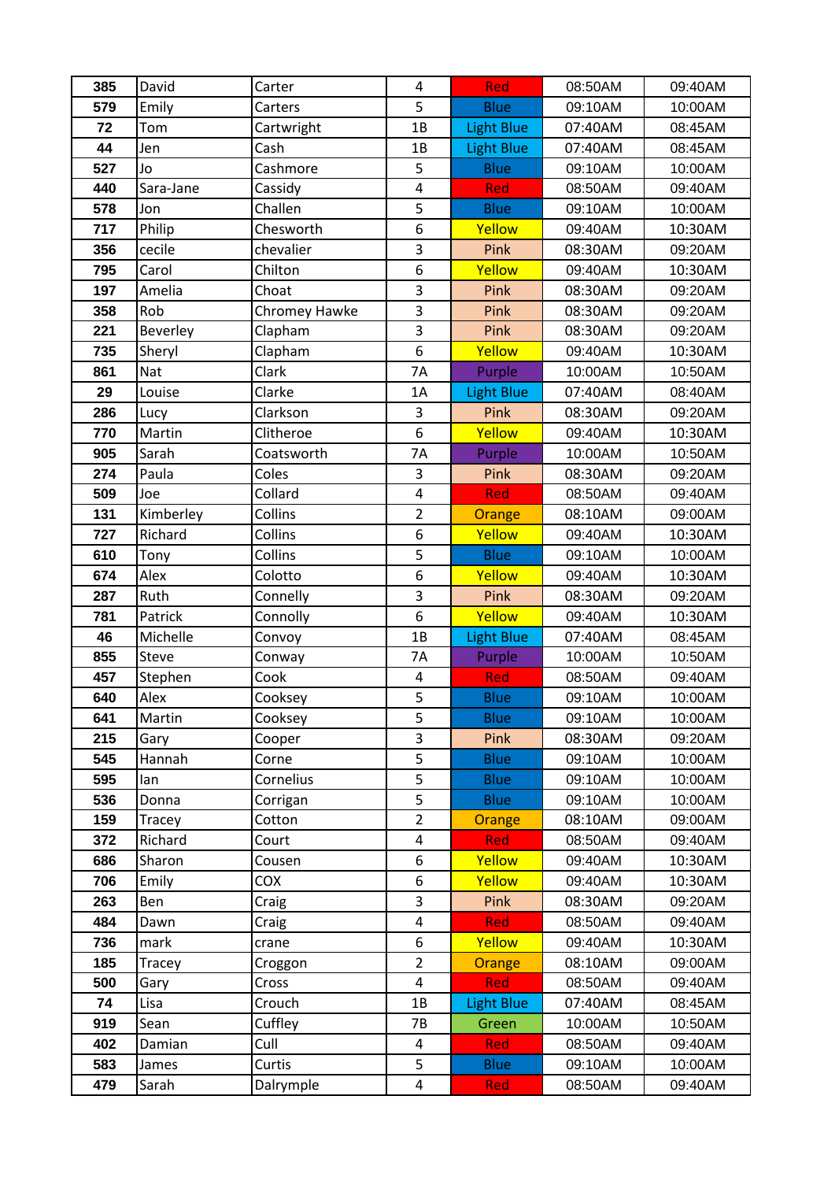| 385 | David | Carter | 4 | Red | 08:50AM | 09:40AM |
|---|---|---|---|---|---|---|
| 579 | Emily | Carters | 5 | Blue | 09:10AM | 10:00AM |
| 72 | Tom | Cartwright | 1B | Light Blue | 07:40AM | 08:45AM |
| 44 | Jen | Cash | 1B | Light Blue | 07:40AM | 08:45AM |
| 527 | Jo | Cashmore | 5 | Blue | 09:10AM | 10:00AM |
| 440 | Sara-Jane | Cassidy | 4 | Red | 08:50AM | 09:40AM |
| 578 | Jon | Challen | 5 | Blue | 09:10AM | 10:00AM |
| 717 | Philip | Chesworth | 6 | Yellow | 09:40AM | 10:30AM |
| 356 | cecile | chevalier | 3 | Pink | 08:30AM | 09:20AM |
| 795 | Carol | Chilton | 6 | Yellow | 09:40AM | 10:30AM |
| 197 | Amelia | Choat | 3 | Pink | 08:30AM | 09:20AM |
| 358 | Rob | Chromey Hawke | 3 | Pink | 08:30AM | 09:20AM |
| 221 | Beverley | Clapham | 3 | Pink | 08:30AM | 09:20AM |
| 735 | Sheryl | Clapham | 6 | Yellow | 09:40AM | 10:30AM |
| 861 | Nat | Clark | 7A | Purple | 10:00AM | 10:50AM |
| 29 | Louise | Clarke | 1A | Light Blue | 07:40AM | 08:40AM |
| 286 | Lucy | Clarkson | 3 | Pink | 08:30AM | 09:20AM |
| 770 | Martin | Clitheroe | 6 | Yellow | 09:40AM | 10:30AM |
| 905 | Sarah | Coatsworth | 7A | Purple | 10:00AM | 10:50AM |
| 274 | Paula | Coles | 3 | Pink | 08:30AM | 09:20AM |
| 509 | Joe | Collard | 4 | Red | 08:50AM | 09:40AM |
| 131 | Kimberley | Collins | 2 | Orange | 08:10AM | 09:00AM |
| 727 | Richard | Collins | 6 | Yellow | 09:40AM | 10:30AM |
| 610 | Tony | Collins | 5 | Blue | 09:10AM | 10:00AM |
| 674 | Alex | Colotto | 6 | Yellow | 09:40AM | 10:30AM |
| 287 | Ruth | Connelly | 3 | Pink | 08:30AM | 09:20AM |
| 781 | Patrick | Connolly | 6 | Yellow | 09:40AM | 10:30AM |
| 46 | Michelle | Convoy | 1B | Light Blue | 07:40AM | 08:45AM |
| 855 | Steve | Conway | 7A | Purple | 10:00AM | 10:50AM |
| 457 | Stephen | Cook | 4 | Red | 08:50AM | 09:40AM |
| 640 | Alex | Cooksey | 5 | Blue | 09:10AM | 10:00AM |
| 641 | Martin | Cooksey | 5 | Blue | 09:10AM | 10:00AM |
| 215 | Gary | Cooper | 3 | Pink | 08:30AM | 09:20AM |
| 545 | Hannah | Corne | 5 | Blue | 09:10AM | 10:00AM |
| 595 | Ian | Cornelius | 5 | Blue | 09:10AM | 10:00AM |
| 536 | Donna | Corrigan | 5 | Blue | 09:10AM | 10:00AM |
| 159 | Tracey | Cotton | 2 | Orange | 08:10AM | 09:00AM |
| 372 | Richard | Court | 4 | Red | 08:50AM | 09:40AM |
| 686 | Sharon | Cousen | 6 | Yellow | 09:40AM | 10:30AM |
| 706 | Emily | COX | 6 | Yellow | 09:40AM | 10:30AM |
| 263 | Ben | Craig | 3 | Pink | 08:30AM | 09:20AM |
| 484 | Dawn | Craig | 4 | Red | 08:50AM | 09:40AM |
| 736 | mark | crane | 6 | Yellow | 09:40AM | 10:30AM |
| 185 | Tracey | Croggon | 2 | Orange | 08:10AM | 09:00AM |
| 500 | Gary | Cross | 4 | Red | 08:50AM | 09:40AM |
| 74 | Lisa | Crouch | 1B | Light Blue | 07:40AM | 08:45AM |
| 919 | Sean | Cuffley | 7B | Green | 10:00AM | 10:50AM |
| 402 | Damian | Cull | 4 | Red | 08:50AM | 09:40AM |
| 583 | James | Curtis | 5 | Blue | 09:10AM | 10:00AM |
| 479 | Sarah | Dalrymple | 4 | Red | 08:50AM | 09:40AM |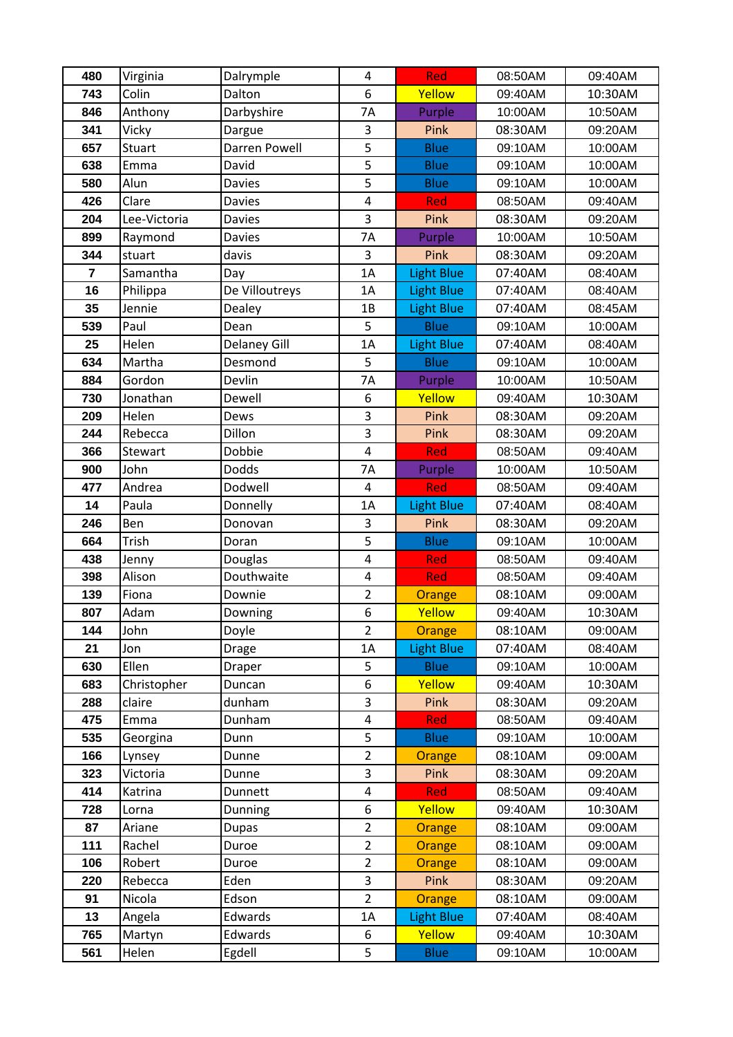| | | | | | | |
|---|---|---|---|---|---|---|
| **480** | Virginia | Dalrymple | 4 | Red | 08:50AM | 09:40AM |
| **743** | Colin | Dalton | 6 | Yellow | 09:40AM | 10:30AM |
| **846** | Anthony | Darbyshire | 7A | Purple | 10:00AM | 10:50AM |
| **341** | Vicky | Dargue | 3 | Pink | 08:30AM | 09:20AM |
| **657** | Stuart | Darren Powell | 5 | Blue | 09:10AM | 10:00AM |
| **638** | Emma | David | 5 | Blue | 09:10AM | 10:00AM |
| **580** | Alun | Davies | 5 | Blue | 09:10AM | 10:00AM |
| **426** | Clare | Davies | 4 | Red | 08:50AM | 09:40AM |
| **204** | Lee-Victoria | Davies | 3 | Pink | 08:30AM | 09:20AM |
| **899** | Raymond | Davies | 7A | Purple | 10:00AM | 10:50AM |
| **344** | stuart | davis | 3 | Pink | 08:30AM | 09:20AM |
| **7** | Samantha | Day | 1A | Light Blue | 07:40AM | 08:40AM |
| **16** | Philippa | De Villoutreys | 1A | Light Blue | 07:40AM | 08:40AM |
| **35** | Jennie | Dealey | 1B | Light Blue | 07:40AM | 08:45AM |
| **539** | Paul | Dean | 5 | Blue | 09:10AM | 10:00AM |
| **25** | Helen | Delaney Gill | 1A | Light Blue | 07:40AM | 08:40AM |
| **634** | Martha | Desmond | 5 | Blue | 09:10AM | 10:00AM |
| **884** | Gordon | Devlin | 7A | Purple | 10:00AM | 10:50AM |
| **730** | Jonathan | Dewell | 6 | Yellow | 09:40AM | 10:30AM |
| **209** | Helen | Dews | 3 | Pink | 08:30AM | 09:20AM |
| **244** | Rebecca | Dillon | 3 | Pink | 08:30AM | 09:20AM |
| **366** | Stewart | Dobbie | 4 | Red | 08:50AM | 09:40AM |
| **900** | John | Dodds | 7A | Purple | 10:00AM | 10:50AM |
| **477** | Andrea | Dodwell | 4 | Red | 08:50AM | 09:40AM |
| **14** | Paula | Donnelly | 1A | Light Blue | 07:40AM | 08:40AM |
| **246** | Ben | Donovan | 3 | Pink | 08:30AM | 09:20AM |
| **664** | Trish | Doran | 5 | Blue | 09:10AM | 10:00AM |
| **438** | Jenny | Douglas | 4 | Red | 08:50AM | 09:40AM |
| **398** | Alison | Douthwaite | 4 | Red | 08:50AM | 09:40AM |
| **139** | Fiona | Downie | 2 | Orange | 08:10AM | 09:00AM |
| **807** | Adam | Downing | 6 | Yellow | 09:40AM | 10:30AM |
| **144** | John | Doyle | 2 | Orange | 08:10AM | 09:00AM |
| **21** | Jon | Drage | 1A | Light Blue | 07:40AM | 08:40AM |
| **630** | Ellen | Draper | 5 | Blue | 09:10AM | 10:00AM |
| **683** | Christopher | Duncan | 6 | Yellow | 09:40AM | 10:30AM |
| **288** | claire | dunham | 3 | Pink | 08:30AM | 09:20AM |
| **475** | Emma | Dunham | 4 | Red | 08:50AM | 09:40AM |
| **535** | Georgina | Dunn | 5 | Blue | 09:10AM | 10:00AM |
| **166** | Lynsey | Dunne | 2 | Orange | 08:10AM | 09:00AM |
| **323** | Victoria | Dunne | 3 | Pink | 08:30AM | 09:20AM |
| **414** | Katrina | Dunnett | 4 | Red | 08:50AM | 09:40AM |
| **728** | Lorna | Dunning | 6 | Yellow | 09:40AM | 10:30AM |
| **87** | Ariane | Dupas | 2 | Orange | 08:10AM | 09:00AM |
| **111** | Rachel | Duroe | 2 | Orange | 08:10AM | 09:00AM |
| **106** | Robert | Duroe | 2 | Orange | 08:10AM | 09:00AM |
| **220** | Rebecca | Eden | 3 | Pink | 08:30AM | 09:20AM |
| **91** | Nicola | Edson | 2 | Orange | 08:10AM | 09:00AM |
| **13** | Angela | Edwards | 1A | Light Blue | 07:40AM | 08:40AM |
| **765** | Martyn | Edwards | 6 | Yellow | 09:40AM | 10:30AM |
| **561** | Helen | Egdell | 5 | Blue | 09:10AM | 10:00AM |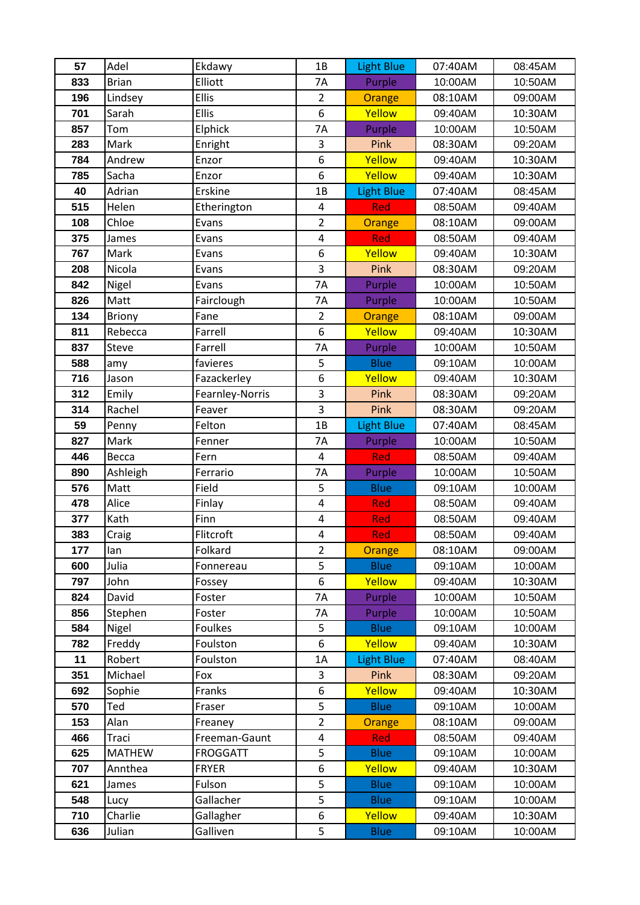| 57 | Adel | Ekdawy | 1B | Light Blue | 07:40AM | 08:45AM |
|---|---|---|---|---|---|---|
| 833 | Brian | Elliott | 7A | Purple | 10:00AM | 10:50AM |
| 196 | Lindsey | Ellis | 2 | Orange | 08:10AM | 09:00AM |
| 701 | Sarah | Ellis | 6 | Yellow | 09:40AM | 10:30AM |
| 857 | Tom | Elphick | 7A | Purple | 10:00AM | 10:50AM |
| 283 | Mark | Enright | 3 | Pink | 08:30AM | 09:20AM |
| 784 | Andrew | Enzor | 6 | Yellow | 09:40AM | 10:30AM |
| 785 | Sacha | Enzor | 6 | Yellow | 09:40AM | 10:30AM |
| 40 | Adrian | Erskine | 1B | Light Blue | 07:40AM | 08:45AM |
| 515 | Helen | Etherington | 4 | Red | 08:50AM | 09:40AM |
| 108 | Chloe | Evans | 2 | Orange | 08:10AM | 09:00AM |
| 375 | James | Evans | 4 | Red | 08:50AM | 09:40AM |
| 767 | Mark | Evans | 6 | Yellow | 09:40AM | 10:30AM |
| 208 | Nicola | Evans | 3 | Pink | 08:30AM | 09:20AM |
| 842 | Nigel | Evans | 7A | Purple | 10:00AM | 10:50AM |
| 826 | Matt | Fairclough | 7A | Purple | 10:00AM | 10:50AM |
| 134 | Briony | Fane | 2 | Orange | 08:10AM | 09:00AM |
| 811 | Rebecca | Farrell | 6 | Yellow | 09:40AM | 10:30AM |
| 837 | Steve | Farrell | 7A | Purple | 10:00AM | 10:50AM |
| 588 | amy | favieres | 5 | Blue | 09:10AM | 10:00AM |
| 716 | Jason | Fazackerley | 6 | Yellow | 09:40AM | 10:30AM |
| 312 | Emily | Fearnley-Norris | 3 | Pink | 08:30AM | 09:20AM |
| 314 | Rachel | Feaver | 3 | Pink | 08:30AM | 09:20AM |
| 59 | Penny | Felton | 1B | Light Blue | 07:40AM | 08:45AM |
| 827 | Mark | Fenner | 7A | Purple | 10:00AM | 10:50AM |
| 446 | Becca | Fern | 4 | Red | 08:50AM | 09:40AM |
| 890 | Ashleigh | Ferrario | 7A | Purple | 10:00AM | 10:50AM |
| 576 | Matt | Field | 5 | Blue | 09:10AM | 10:00AM |
| 478 | Alice | Finlay | 4 | Red | 08:50AM | 09:40AM |
| 377 | Kath | Finn | 4 | Red | 08:50AM | 09:40AM |
| 383 | Craig | Flitcroft | 4 | Red | 08:50AM | 09:40AM |
| 177 | Ian | Folkard | 2 | Orange | 08:10AM | 09:00AM |
| 600 | Julia | Fonnereau | 5 | Blue | 09:10AM | 10:00AM |
| 797 | John | Fossey | 6 | Yellow | 09:40AM | 10:30AM |
| 824 | David | Foster | 7A | Purple | 10:00AM | 10:50AM |
| 856 | Stephen | Foster | 7A | Purple | 10:00AM | 10:50AM |
| 584 | Nigel | Foulkes | 5 | Blue | 09:10AM | 10:00AM |
| 782 | Freddy | Foulston | 6 | Yellow | 09:40AM | 10:30AM |
| 11 | Robert | Foulston | 1A | Light Blue | 07:40AM | 08:40AM |
| 351 | Michael | Fox | 3 | Pink | 08:30AM | 09:20AM |
| 692 | Sophie | Franks | 6 | Yellow | 09:40AM | 10:30AM |
| 570 | Ted | Fraser | 5 | Blue | 09:10AM | 10:00AM |
| 153 | Alan | Freaney | 2 | Orange | 08:10AM | 09:00AM |
| 466 | Traci | Freeman-Gaunt | 4 | Red | 08:50AM | 09:40AM |
| 625 | MATHEW | FROGGATT | 5 | Blue | 09:10AM | 10:00AM |
| 707 | Annthea | FRYER | 6 | Yellow | 09:40AM | 10:30AM |
| 621 | James | Fulson | 5 | Blue | 09:10AM | 10:00AM |
| 548 | Lucy | Gallacher | 5 | Blue | 09:10AM | 10:00AM |
| 710 | Charlie | Gallagher | 6 | Yellow | 09:40AM | 10:30AM |
| 636 | Julian | Galliven | 5 | Blue | 09:10AM | 10:00AM |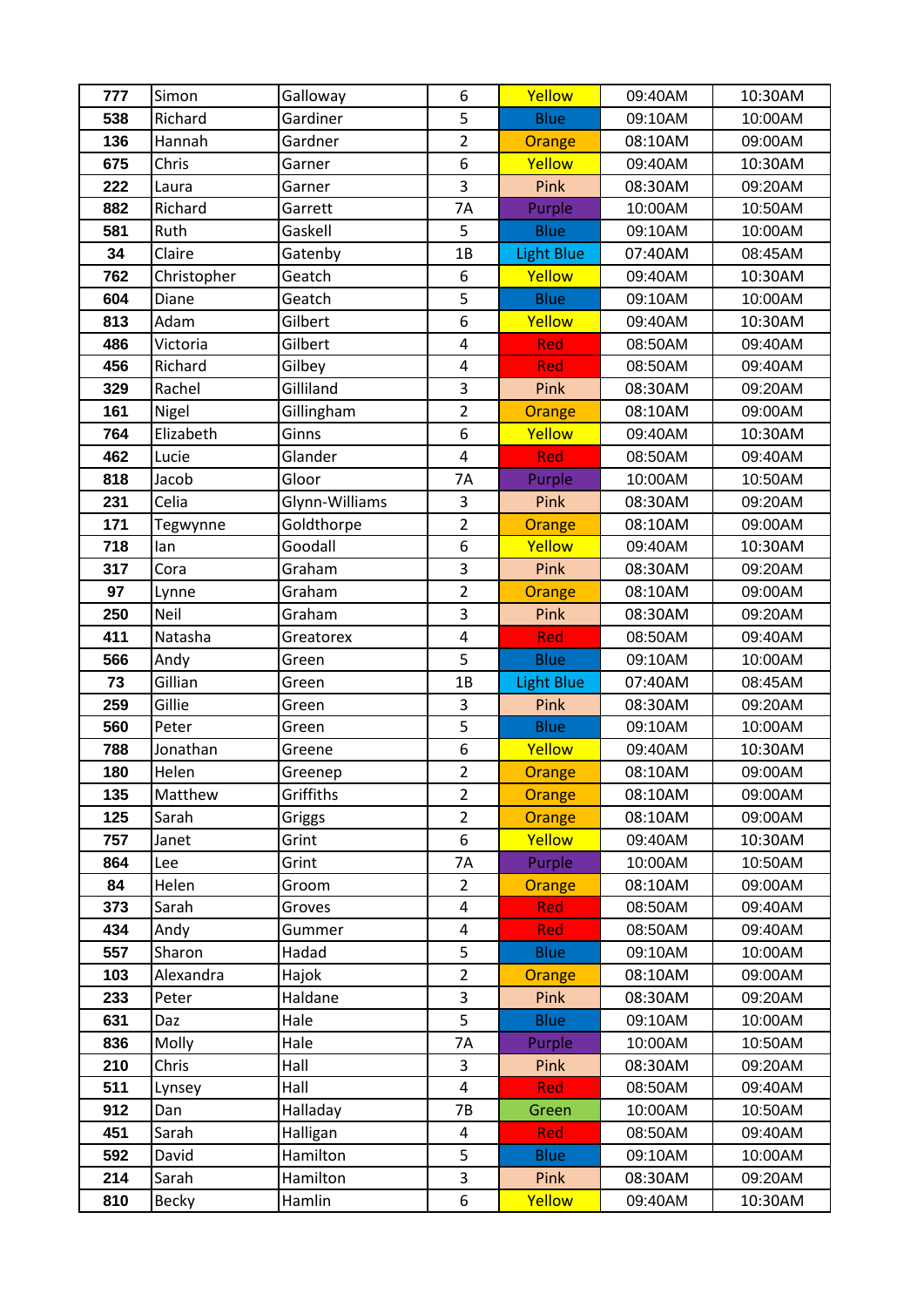| 777 | Simon | Galloway | 6 | Yellow | 09:40AM | 10:30AM |
|---|---|---|---|---|---|---|
| 538 | Richard | Gardiner | 5 | Blue | 09:10AM | 10:00AM |
| 136 | Hannah | Gardner | 2 | Orange | 08:10AM | 09:00AM |
| 675 | Chris | Garner | 6 | Yellow | 09:40AM | 10:30AM |
| 222 | Laura | Garner | 3 | Pink | 08:30AM | 09:20AM |
| 882 | Richard | Garrett | 7A | Purple | 10:00AM | 10:50AM |
| 581 | Ruth | Gaskell | 5 | Blue | 09:10AM | 10:00AM |
| 34 | Claire | Gatenby | 1B | Light Blue | 07:40AM | 08:45AM |
| 762 | Christopher | Geatch | 6 | Yellow | 09:40AM | 10:30AM |
| 604 | Diane | Geatch | 5 | Blue | 09:10AM | 10:00AM |
| 813 | Adam | Gilbert | 6 | Yellow | 09:40AM | 10:30AM |
| 486 | Victoria | Gilbert | 4 | Red | 08:50AM | 09:40AM |
| 456 | Richard | Gilbey | 4 | Red | 08:50AM | 09:40AM |
| 329 | Rachel | Gilliland | 3 | Pink | 08:30AM | 09:20AM |
| 161 | Nigel | Gillingham | 2 | Orange | 08:10AM | 09:00AM |
| 764 | Elizabeth | Ginns | 6 | Yellow | 09:40AM | 10:30AM |
| 462 | Lucie | Glander | 4 | Red | 08:50AM | 09:40AM |
| 818 | Jacob | Gloor | 7A | Purple | 10:00AM | 10:50AM |
| 231 | Celia | Glynn-Williams | 3 | Pink | 08:30AM | 09:20AM |
| 171 | Tegwynne | Goldthorpe | 2 | Orange | 08:10AM | 09:00AM |
| 718 | Ian | Goodall | 6 | Yellow | 09:40AM | 10:30AM |
| 317 | Cora | Graham | 3 | Pink | 08:30AM | 09:20AM |
| 97 | Lynne | Graham | 2 | Orange | 08:10AM | 09:00AM |
| 250 | Neil | Graham | 3 | Pink | 08:30AM | 09:20AM |
| 411 | Natasha | Greatorex | 4 | Red | 08:50AM | 09:40AM |
| 566 | Andy | Green | 5 | Blue | 09:10AM | 10:00AM |
| 73 | Gillian | Green | 1B | Light Blue | 07:40AM | 08:45AM |
| 259 | Gillie | Green | 3 | Pink | 08:30AM | 09:20AM |
| 560 | Peter | Green | 5 | Blue | 09:10AM | 10:00AM |
| 788 | Jonathan | Greene | 6 | Yellow | 09:40AM | 10:30AM |
| 180 | Helen | Greenep | 2 | Orange | 08:10AM | 09:00AM |
| 135 | Matthew | Griffiths | 2 | Orange | 08:10AM | 09:00AM |
| 125 | Sarah | Griggs | 2 | Orange | 08:10AM | 09:00AM |
| 757 | Janet | Grint | 6 | Yellow | 09:40AM | 10:30AM |
| 864 | Lee | Grint | 7A | Purple | 10:00AM | 10:50AM |
| 84 | Helen | Groom | 2 | Orange | 08:10AM | 09:00AM |
| 373 | Sarah | Groves | 4 | Red | 08:50AM | 09:40AM |
| 434 | Andy | Gummer | 4 | Red | 08:50AM | 09:40AM |
| 557 | Sharon | Hadad | 5 | Blue | 09:10AM | 10:00AM |
| 103 | Alexandra | Hajok | 2 | Orange | 08:10AM | 09:00AM |
| 233 | Peter | Haldane | 3 | Pink | 08:30AM | 09:20AM |
| 631 | Daz | Hale | 5 | Blue | 09:10AM | 10:00AM |
| 836 | Molly | Hale | 7A | Purple | 10:00AM | 10:50AM |
| 210 | Chris | Hall | 3 | Pink | 08:30AM | 09:20AM |
| 511 | Lynsey | Hall | 4 | Red | 08:50AM | 09:40AM |
| 912 | Dan | Halladay | 7B | Green | 10:00AM | 10:50AM |
| 451 | Sarah | Halligan | 4 | Red | 08:50AM | 09:40AM |
| 592 | David | Hamilton | 5 | Blue | 09:10AM | 10:00AM |
| 214 | Sarah | Hamilton | 3 | Pink | 08:30AM | 09:20AM |
| 810 | Becky | Hamlin | 6 | Yellow | 09:40AM | 10:30AM |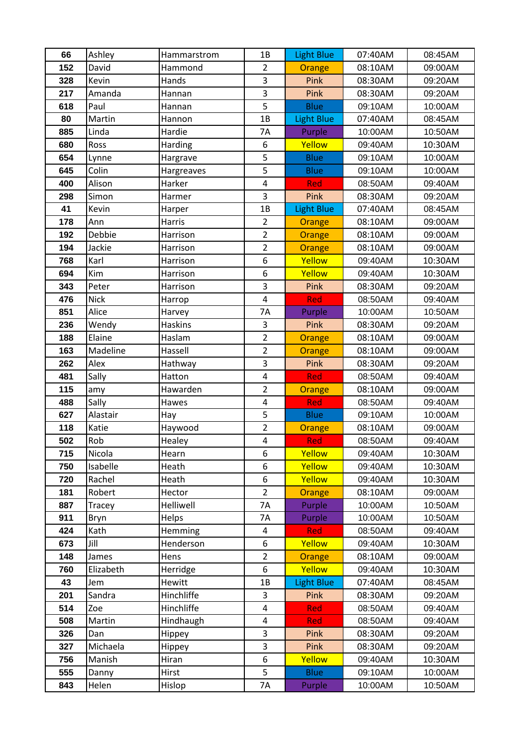| 66 | Ashley | Hammarstrom | 1B | Light Blue | 07:40AM | 08:45AM |
|---|---|---|---|---|---|---|
| 152 | David | Hammond | 2 | Orange | 08:10AM | 09:00AM |
| 328 | Kevin | Hands | 3 | Pink | 08:30AM | 09:20AM |
| 217 | Amanda | Hannan | 3 | Pink | 08:30AM | 09:20AM |
| 618 | Paul | Hannan | 5 | Blue | 09:10AM | 10:00AM |
| 80 | Martin | Hannon | 1B | Light Blue | 07:40AM | 08:45AM |
| 885 | Linda | Hardie | 7A | Purple | 10:00AM | 10:50AM |
| 680 | Ross | Harding | 6 | Yellow | 09:40AM | 10:30AM |
| 654 | Lynne | Hargrave | 5 | Blue | 09:10AM | 10:00AM |
| 645 | Colin | Hargreaves | 5 | Blue | 09:10AM | 10:00AM |
| 400 | Alison | Harker | 4 | Red | 08:50AM | 09:40AM |
| 298 | Simon | Harmer | 3 | Pink | 08:30AM | 09:20AM |
| 41 | Kevin | Harper | 1B | Light Blue | 07:40AM | 08:45AM |
| 178 | Ann | Harris | 2 | Orange | 08:10AM | 09:00AM |
| 192 | Debbie | Harrison | 2 | Orange | 08:10AM | 09:00AM |
| 194 | Jackie | Harrison | 2 | Orange | 08:10AM | 09:00AM |
| 768 | Karl | Harrison | 6 | Yellow | 09:40AM | 10:30AM |
| 694 | Kim | Harrison | 6 | Yellow | 09:40AM | 10:30AM |
| 343 | Peter | Harrison | 3 | Pink | 08:30AM | 09:20AM |
| 476 | Nick | Harrop | 4 | Red | 08:50AM | 09:40AM |
| 851 | Alice | Harvey | 7A | Purple | 10:00AM | 10:50AM |
| 236 | Wendy | Haskins | 3 | Pink | 08:30AM | 09:20AM |
| 188 | Elaine | Haslam | 2 | Orange | 08:10AM | 09:00AM |
| 163 | Madeline | Hassell | 2 | Orange | 08:10AM | 09:00AM |
| 262 | Alex | Hathway | 3 | Pink | 08:30AM | 09:20AM |
| 481 | Sally | Hatton | 4 | Red | 08:50AM | 09:40AM |
| 115 | amy | Hawarden | 2 | Orange | 08:10AM | 09:00AM |
| 488 | Sally | Hawes | 4 | Red | 08:50AM | 09:40AM |
| 627 | Alastair | Hay | 5 | Blue | 09:10AM | 10:00AM |
| 118 | Katie | Haywood | 2 | Orange | 08:10AM | 09:00AM |
| 502 | Rob | Healey | 4 | Red | 08:50AM | 09:40AM |
| 715 | Nicola | Hearn | 6 | Yellow | 09:40AM | 10:30AM |
| 750 | Isabelle | Heath | 6 | Yellow | 09:40AM | 10:30AM |
| 720 | Rachel | Heath | 6 | Yellow | 09:40AM | 10:30AM |
| 181 | Robert | Hector | 2 | Orange | 08:10AM | 09:00AM |
| 887 | Tracey | Helliwell | 7A | Purple | 10:00AM | 10:50AM |
| 911 | Bryn | Helps | 7A | Purple | 10:00AM | 10:50AM |
| 424 | Kath | Hemming | 4 | Red | 08:50AM | 09:40AM |
| 673 | Jill | Henderson | 6 | Yellow | 09:40AM | 10:30AM |
| 148 | James | Hens | 2 | Orange | 08:10AM | 09:00AM |
| 760 | Elizabeth | Herridge | 6 | Yellow | 09:40AM | 10:30AM |
| 43 | Jem | Hewitt | 1B | Light Blue | 07:40AM | 08:45AM |
| 201 | Sandra | Hinchliffe | 3 | Pink | 08:30AM | 09:20AM |
| 514 | Zoe | Hinchliffe | 4 | Red | 08:50AM | 09:40AM |
| 508 | Martin | Hindhaugh | 4 | Red | 08:50AM | 09:40AM |
| 326 | Dan | Hippey | 3 | Pink | 08:30AM | 09:20AM |
| 327 | Michaela | Hippey | 3 | Pink | 08:30AM | 09:20AM |
| 756 | Manish | Hiran | 6 | Yellow | 09:40AM | 10:30AM |
| 555 | Danny | Hirst | 5 | Blue | 09:10AM | 10:00AM |
| 843 | Helen | Hislop | 7A | Purple | 10:00AM | 10:50AM |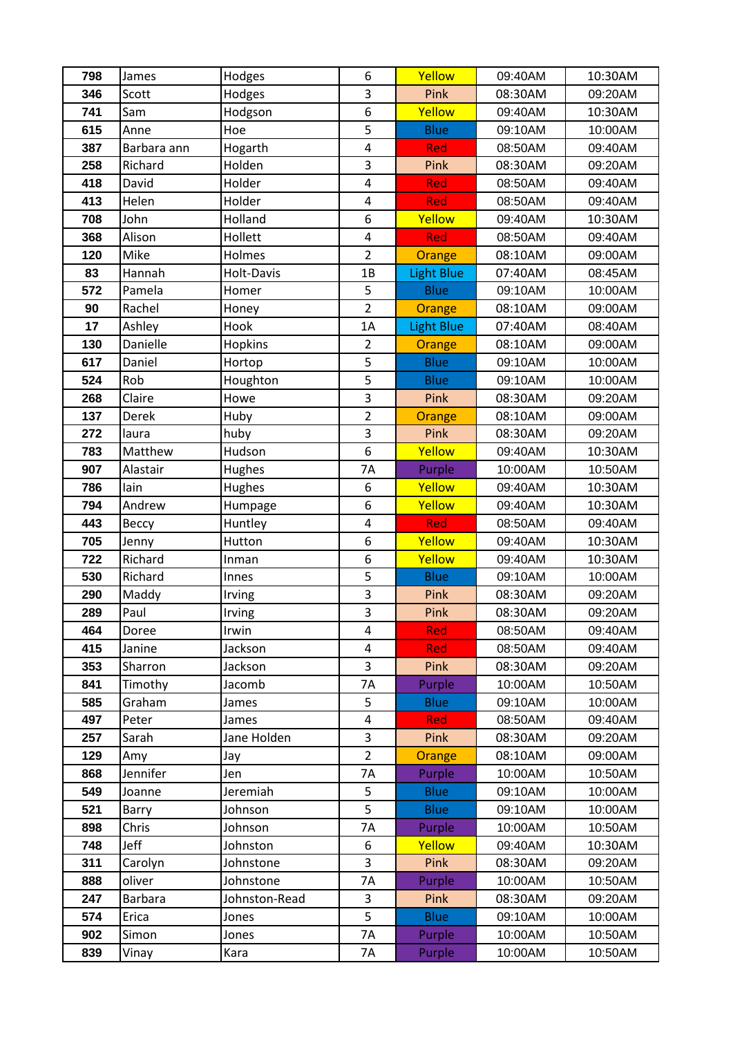| 798 | James | Hodges | 6 | Yellow | 09:40AM | 10:30AM |
|---|---|---|---|---|---|---|
| 346 | Scott | Hodges | 3 | Pink | 08:30AM | 09:20AM |
| 741 | Sam | Hodgson | 6 | Yellow | 09:40AM | 10:30AM |
| 615 | Anne | Hoe | 5 | Blue | 09:10AM | 10:00AM |
| 387 | Barbara ann | Hogarth | 4 | Red | 08:50AM | 09:40AM |
| 258 | Richard | Holden | 3 | Pink | 08:30AM | 09:20AM |
| 418 | David | Holder | 4 | Red | 08:50AM | 09:40AM |
| 413 | Helen | Holder | 4 | Red | 08:50AM | 09:40AM |
| 708 | John | Holland | 6 | Yellow | 09:40AM | 10:30AM |
| 368 | Alison | Hollett | 4 | Red | 08:50AM | 09:40AM |
| 120 | Mike | Holmes | 2 | Orange | 08:10AM | 09:00AM |
| 83 | Hannah | Holt-Davis | 1B | Light Blue | 07:40AM | 08:45AM |
| 572 | Pamela | Homer | 5 | Blue | 09:10AM | 10:00AM |
| 90 | Rachel | Honey | 2 | Orange | 08:10AM | 09:00AM |
| 17 | Ashley | Hook | 1A | Light Blue | 07:40AM | 08:40AM |
| 130 | Danielle | Hopkins | 2 | Orange | 08:10AM | 09:00AM |
| 617 | Daniel | Hortop | 5 | Blue | 09:10AM | 10:00AM |
| 524 | Rob | Houghton | 5 | Blue | 09:10AM | 10:00AM |
| 268 | Claire | Howe | 3 | Pink | 08:30AM | 09:20AM |
| 137 | Derek | Huby | 2 | Orange | 08:10AM | 09:00AM |
| 272 | laura | huby | 3 | Pink | 08:30AM | 09:20AM |
| 783 | Matthew | Hudson | 6 | Yellow | 09:40AM | 10:30AM |
| 907 | Alastair | Hughes | 7A | Purple | 10:00AM | 10:50AM |
| 786 | Iain | Hughes | 6 | Yellow | 09:40AM | 10:30AM |
| 794 | Andrew | Humpage | 6 | Yellow | 09:40AM | 10:30AM |
| 443 | Beccy | Huntley | 4 | Red | 08:50AM | 09:40AM |
| 705 | Jenny | Hutton | 6 | Yellow | 09:40AM | 10:30AM |
| 722 | Richard | Inman | 6 | Yellow | 09:40AM | 10:30AM |
| 530 | Richard | Innes | 5 | Blue | 09:10AM | 10:00AM |
| 290 | Maddy | Irving | 3 | Pink | 08:30AM | 09:20AM |
| 289 | Paul | Irving | 3 | Pink | 08:30AM | 09:20AM |
| 464 | Doree | Irwin | 4 | Red | 08:50AM | 09:40AM |
| 415 | Janine | Jackson | 4 | Red | 08:50AM | 09:40AM |
| 353 | Sharron | Jackson | 3 | Pink | 08:30AM | 09:20AM |
| 841 | Timothy | Jacomb | 7A | Purple | 10:00AM | 10:50AM |
| 585 | Graham | James | 5 | Blue | 09:10AM | 10:00AM |
| 497 | Peter | James | 4 | Red | 08:50AM | 09:40AM |
| 257 | Sarah | Jane Holden | 3 | Pink | 08:30AM | 09:20AM |
| 129 | Amy | Jay | 2 | Orange | 08:10AM | 09:00AM |
| 868 | Jennifer | Jen | 7A | Purple | 10:00AM | 10:50AM |
| 549 | Joanne | Jeremiah | 5 | Blue | 09:10AM | 10:00AM |
| 521 | Barry | Johnson | 5 | Blue | 09:10AM | 10:00AM |
| 898 | Chris | Johnson | 7A | Purple | 10:00AM | 10:50AM |
| 748 | Jeff | Johnston | 6 | Yellow | 09:40AM | 10:30AM |
| 311 | Carolyn | Johnstone | 3 | Pink | 08:30AM | 09:20AM |
| 888 | oliver | Johnstone | 7A | Purple | 10:00AM | 10:50AM |
| 247 | Barbara | Johnston-Read | 3 | Pink | 08:30AM | 09:20AM |
| 574 | Erica | Jones | 5 | Blue | 09:10AM | 10:00AM |
| 902 | Simon | Jones | 7A | Purple | 10:00AM | 10:50AM |
| 839 | Vinay | Kara | 7A | Purple | 10:00AM | 10:50AM |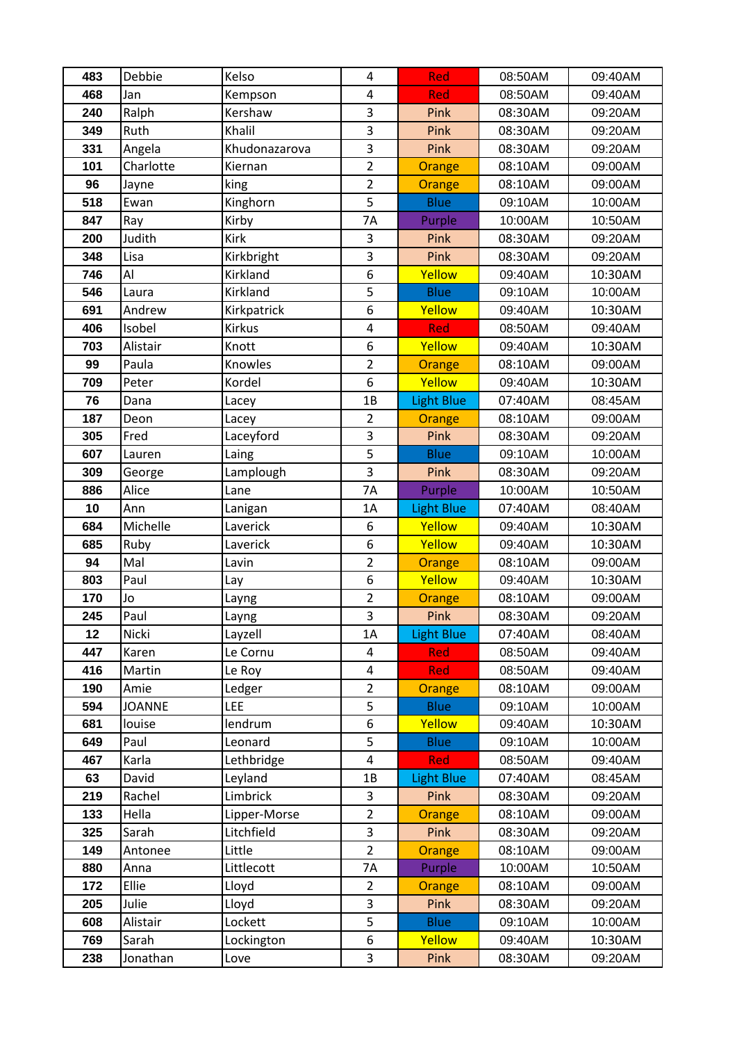| | | | | | | |
|---|---|---|---|---|---|---|
| **483** | Debbie | Kelso | 4 | Red | 08:50AM | 09:40AM |
| **468** | Jan | Kempson | 4 | Red | 08:50AM | 09:40AM |
| **240** | Ralph | Kershaw | 3 | Pink | 08:30AM | 09:20AM |
| **349** | Ruth | Khalil | 3 | Pink | 08:30AM | 09:20AM |
| **331** | Angela | Khudonazarova | 3 | Pink | 08:30AM | 09:20AM |
| **101** | Charlotte | Kiernan | 2 | Orange | 08:10AM | 09:00AM |
| **96** | Jayne | king | 2 | Orange | 08:10AM | 09:00AM |
| **518** | Ewan | Kinghorn | 5 | Blue | 09:10AM | 10:00AM |
| **847** | Ray | Kirby | 7A | Purple | 10:00AM | 10:50AM |
| **200** | Judith | Kirk | 3 | Pink | 08:30AM | 09:20AM |
| **348** | Lisa | Kirkbright | 3 | Pink | 08:30AM | 09:20AM |
| **746** | Al | Kirkland | 6 | Yellow | 09:40AM | 10:30AM |
| **546** | Laura | Kirkland | 5 | Blue | 09:10AM | 10:00AM |
| **691** | Andrew | Kirkpatrick | 6 | Yellow | 09:40AM | 10:30AM |
| **406** | Isobel | Kirkus | 4 | Red | 08:50AM | 09:40AM |
| **703** | Alistair | Knott | 6 | Yellow | 09:40AM | 10:30AM |
| **99** | Paula | Knowles | 2 | Orange | 08:10AM | 09:00AM |
| **709** | Peter | Kordel | 6 | Yellow | 09:40AM | 10:30AM |
| **76** | Dana | Lacey | 1B | Light Blue | 07:40AM | 08:45AM |
| **187** | Deon | Lacey | 2 | Orange | 08:10AM | 09:00AM |
| **305** | Fred | Laceyford | 3 | Pink | 08:30AM | 09:20AM |
| **607** | Lauren | Laing | 5 | Blue | 09:10AM | 10:00AM |
| **309** | George | Lamplough | 3 | Pink | 08:30AM | 09:20AM |
| **886** | Alice | Lane | 7A | Purple | 10:00AM | 10:50AM |
| **10** | Ann | Lanigan | 1A | Light Blue | 07:40AM | 08:40AM |
| **684** | Michelle | Laverick | 6 | Yellow | 09:40AM | 10:30AM |
| **685** | Ruby | Laverick | 6 | Yellow | 09:40AM | 10:30AM |
| **94** | Mal | Lavin | 2 | Orange | 08:10AM | 09:00AM |
| **803** | Paul | Lay | 6 | Yellow | 09:40AM | 10:30AM |
| **170** | Jo | Layng | 2 | Orange | 08:10AM | 09:00AM |
| **245** | Paul | Layng | 3 | Pink | 08:30AM | 09:20AM |
| **12** | Nicki | Layzell | 1A | Light Blue | 07:40AM | 08:40AM |
| **447** | Karen | Le Cornu | 4 | Red | 08:50AM | 09:40AM |
| **416** | Martin | Le Roy | 4 | Red | 08:50AM | 09:40AM |
| **190** | Amie | Ledger | 2 | Orange | 08:10AM | 09:00AM |
| **594** | JOANNE | LEE | 5 | Blue | 09:10AM | 10:00AM |
| **681** | louise | lendrum | 6 | Yellow | 09:40AM | 10:30AM |
| **649** | Paul | Leonard | 5 | Blue | 09:10AM | 10:00AM |
| **467** | Karla | Lethbridge | 4 | Red | 08:50AM | 09:40AM |
| **63** | David | Leyland | 1B | Light Blue | 07:40AM | 08:45AM |
| **219** | Rachel | Limbrick | 3 | Pink | 08:30AM | 09:20AM |
| **133** | Hella | Lipper-Morse | 2 | Orange | 08:10AM | 09:00AM |
| **325** | Sarah | Litchfield | 3 | Pink | 08:30AM | 09:20AM |
| **149** | Antonee | Little | 2 | Orange | 08:10AM | 09:00AM |
| **880** | Anna | Littlecott | 7A | Purple | 10:00AM | 10:50AM |
| **172** | Ellie | Lloyd | 2 | Orange | 08:10AM | 09:00AM |
| **205** | Julie | Lloyd | 3 | Pink | 08:30AM | 09:20AM |
| **608** | Alistair | Lockett | 5 | Blue | 09:10AM | 10:00AM |
| **769** | Sarah | Lockington | 6 | Yellow | 09:40AM | 10:30AM |
| **238** | Jonathan | Love | 3 | Pink | 08:30AM | 09:20AM |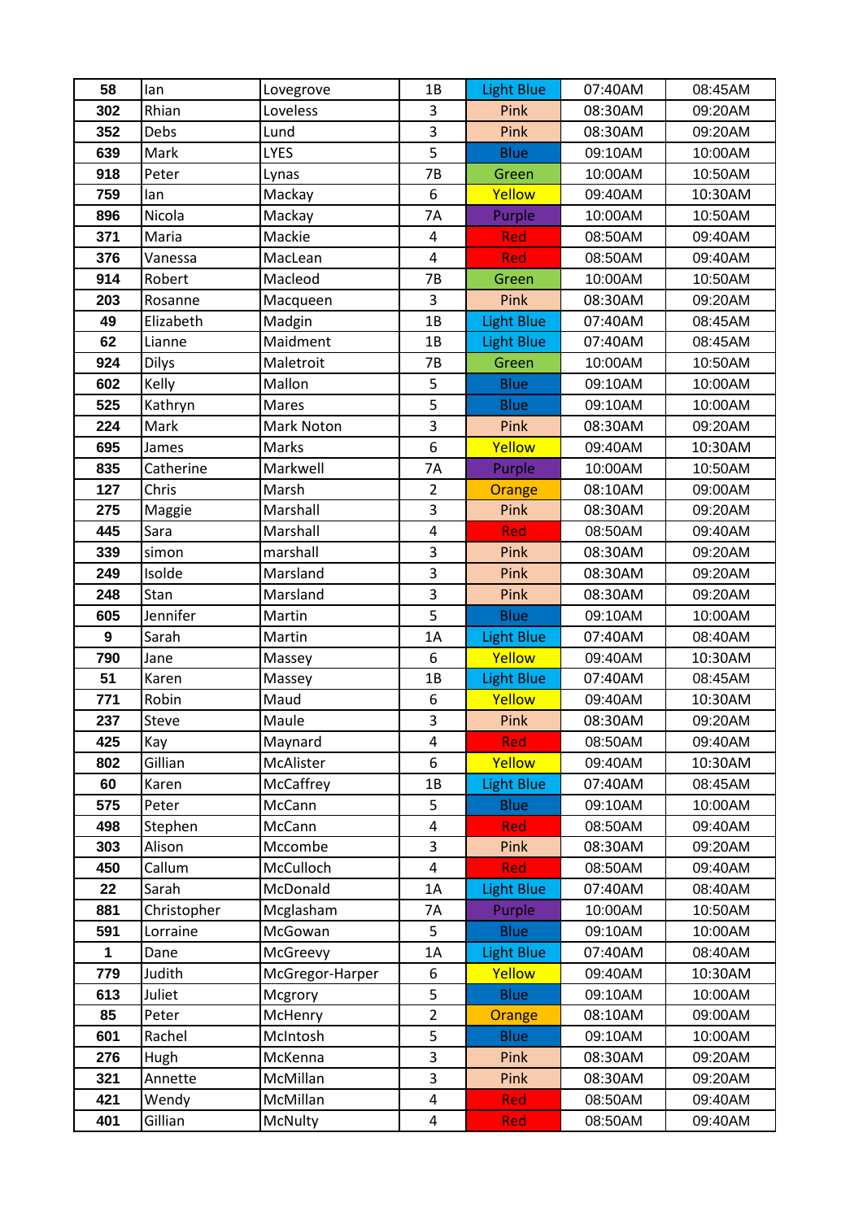| 58 | Ian | Lovegrove | 1B | Light Blue | 07:40AM | 08:45AM |
|---|---|---|---|---|---|---|
| 302 | Rhian | Loveless | 3 | Pink | 08:30AM | 09:20AM |
| 352 | Debs | Lund | 3 | Pink | 08:30AM | 09:20AM |
| 639 | Mark | LYES | 5 | Blue | 09:10AM | 10:00AM |
| 918 | Peter | Lynas | 7B | Green | 10:00AM | 10:50AM |
| 759 | Ian | Mackay | 6 | Yellow | 09:40AM | 10:30AM |
| 896 | Nicola | Mackay | 7A | Purple | 10:00AM | 10:50AM |
| 371 | Maria | Mackie | 4 | Red | 08:50AM | 09:40AM |
| 376 | Vanessa | MacLean | 4 | Red | 08:50AM | 09:40AM |
| 914 | Robert | Macleod | 7B | Green | 10:00AM | 10:50AM |
| 203 | Rosanne | Macqueen | 3 | Pink | 08:30AM | 09:20AM |
| 49 | Elizabeth | Madgin | 1B | Light Blue | 07:40AM | 08:45AM |
| 62 | Lianne | Maidment | 1B | Light Blue | 07:40AM | 08:45AM |
| 924 | Dilys | Maletroit | 7B | Green | 10:00AM | 10:50AM |
| 602 | Kelly | Mallon | 5 | Blue | 09:10AM | 10:00AM |
| 525 | Kathryn | Mares | 5 | Blue | 09:10AM | 10:00AM |
| 224 | Mark | Mark Noton | 3 | Pink | 08:30AM | 09:20AM |
| 695 | James | Marks | 6 | Yellow | 09:40AM | 10:30AM |
| 835 | Catherine | Markwell | 7A | Purple | 10:00AM | 10:50AM |
| 127 | Chris | Marsh | 2 | Orange | 08:10AM | 09:00AM |
| 275 | Maggie | Marshall | 3 | Pink | 08:30AM | 09:20AM |
| 445 | Sara | Marshall | 4 | Red | 08:50AM | 09:40AM |
| 339 | simon | marshall | 3 | Pink | 08:30AM | 09:20AM |
| 249 | Isolde | Marsland | 3 | Pink | 08:30AM | 09:20AM |
| 248 | Stan | Marsland | 3 | Pink | 08:30AM | 09:20AM |
| 605 | Jennifer | Martin | 5 | Blue | 09:10AM | 10:00AM |
| 9 | Sarah | Martin | 1A | Light Blue | 07:40AM | 08:40AM |
| 790 | Jane | Massey | 6 | Yellow | 09:40AM | 10:30AM |
| 51 | Karen | Massey | 1B | Light Blue | 07:40AM | 08:45AM |
| 771 | Robin | Maud | 6 | Yellow | 09:40AM | 10:30AM |
| 237 | Steve | Maule | 3 | Pink | 08:30AM | 09:20AM |
| 425 | Kay | Maynard | 4 | Red | 08:50AM | 09:40AM |
| 802 | Gillian | McAlister | 6 | Yellow | 09:40AM | 10:30AM |
| 60 | Karen | McCaffrey | 1B | Light Blue | 07:40AM | 08:45AM |
| 575 | Peter | McCann | 5 | Blue | 09:10AM | 10:00AM |
| 498 | Stephen | McCann | 4 | Red | 08:50AM | 09:40AM |
| 303 | Alison | Mccombe | 3 | Pink | 08:30AM | 09:20AM |
| 450 | Callum | McCulloch | 4 | Red | 08:50AM | 09:40AM |
| 22 | Sarah | McDonald | 1A | Light Blue | 07:40AM | 08:40AM |
| 881 | Christopher | Mcglasham | 7A | Purple | 10:00AM | 10:50AM |
| 591 | Lorraine | McGowan | 5 | Blue | 09:10AM | 10:00AM |
| 1 | Dane | McGreevy | 1A | Light Blue | 07:40AM | 08:40AM |
| 779 | Judith | McGregor-Harper | 6 | Yellow | 09:40AM | 10:30AM |
| 613 | Juliet | Mcgrory | 5 | Blue | 09:10AM | 10:00AM |
| 85 | Peter | McHenry | 2 | Orange | 08:10AM | 09:00AM |
| 601 | Rachel | McIntosh | 5 | Blue | 09:10AM | 10:00AM |
| 276 | Hugh | McKenna | 3 | Pink | 08:30AM | 09:20AM |
| 321 | Annette | McMillan | 3 | Pink | 08:30AM | 09:20AM |
| 421 | Wendy | McMillan | 4 | Red | 08:50AM | 09:40AM |
| 401 | Gillian | McNulty | 4 | Red | 08:50AM | 09:40AM |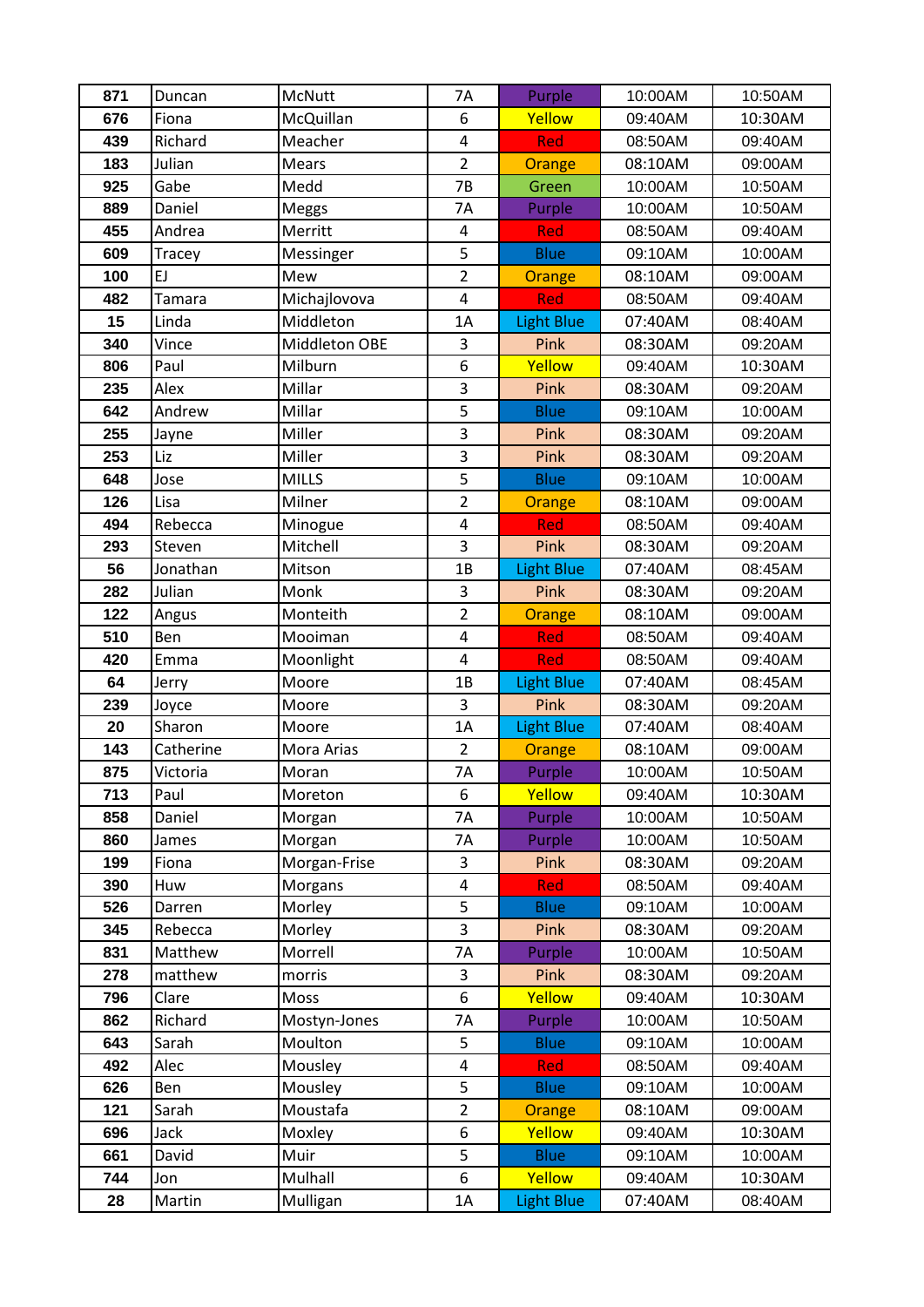| 871 | Duncan | McNutt | 7A | Purple | 10:00AM | 10:50AM |
|---|---|---|---|---|---|---|
| 676 | Fiona | McQuillan | 6 | Yellow | 09:40AM | 10:30AM |
| 439 | Richard | Meacher | 4 | Red | 08:50AM | 09:40AM |
| 183 | Julian | Mears | 2 | Orange | 08:10AM | 09:00AM |
| 925 | Gabe | Medd | 7B | Green | 10:00AM | 10:50AM |
| 889 | Daniel | Meggs | 7A | Purple | 10:00AM | 10:50AM |
| 455 | Andrea | Merritt | 4 | Red | 08:50AM | 09:40AM |
| 609 | Tracey | Messinger | 5 | Blue | 09:10AM | 10:00AM |
| 100 | EJ | Mew | 2 | Orange | 08:10AM | 09:00AM |
| 482 | Tamara | Michajlovova | 4 | Red | 08:50AM | 09:40AM |
| 15 | Linda | Middleton | 1A | Light Blue | 07:40AM | 08:40AM |
| 340 | Vince | Middleton OBE | 3 | Pink | 08:30AM | 09:20AM |
| 806 | Paul | Milburn | 6 | Yellow | 09:40AM | 10:30AM |
| 235 | Alex | Millar | 3 | Pink | 08:30AM | 09:20AM |
| 642 | Andrew | Millar | 5 | Blue | 09:10AM | 10:00AM |
| 255 | Jayne | Miller | 3 | Pink | 08:30AM | 09:20AM |
| 253 | Liz | Miller | 3 | Pink | 08:30AM | 09:20AM |
| 648 | Jose | MILLS | 5 | Blue | 09:10AM | 10:00AM |
| 126 | Lisa | Milner | 2 | Orange | 08:10AM | 09:00AM |
| 494 | Rebecca | Minogue | 4 | Red | 08:50AM | 09:40AM |
| 293 | Steven | Mitchell | 3 | Pink | 08:30AM | 09:20AM |
| 56 | Jonathan | Mitson | 1B | Light Blue | 07:40AM | 08:45AM |
| 282 | Julian | Monk | 3 | Pink | 08:30AM | 09:20AM |
| 122 | Angus | Monteith | 2 | Orange | 08:10AM | 09:00AM |
| 510 | Ben | Mooiman | 4 | Red | 08:50AM | 09:40AM |
| 420 | Emma | Moonlight | 4 | Red | 08:50AM | 09:40AM |
| 64 | Jerry | Moore | 1B | Light Blue | 07:40AM | 08:45AM |
| 239 | Joyce | Moore | 3 | Pink | 08:30AM | 09:20AM |
| 20 | Sharon | Moore | 1A | Light Blue | 07:40AM | 08:40AM |
| 143 | Catherine | Mora Arias | 2 | Orange | 08:10AM | 09:00AM |
| 875 | Victoria | Moran | 7A | Purple | 10:00AM | 10:50AM |
| 713 | Paul | Moreton | 6 | Yellow | 09:40AM | 10:30AM |
| 858 | Daniel | Morgan | 7A | Purple | 10:00AM | 10:50AM |
| 860 | James | Morgan | 7A | Purple | 10:00AM | 10:50AM |
| 199 | Fiona | Morgan-Frise | 3 | Pink | 08:30AM | 09:20AM |
| 390 | Huw | Morgans | 4 | Red | 08:50AM | 09:40AM |
| 526 | Darren | Morley | 5 | Blue | 09:10AM | 10:00AM |
| 345 | Rebecca | Morley | 3 | Pink | 08:30AM | 09:20AM |
| 831 | Matthew | Morrell | 7A | Purple | 10:00AM | 10:50AM |
| 278 | matthew | morris | 3 | Pink | 08:30AM | 09:20AM |
| 796 | Clare | Moss | 6 | Yellow | 09:40AM | 10:30AM |
| 862 | Richard | Mostyn-Jones | 7A | Purple | 10:00AM | 10:50AM |
| 643 | Sarah | Moulton | 5 | Blue | 09:10AM | 10:00AM |
| 492 | Alec | Mousley | 4 | Red | 08:50AM | 09:40AM |
| 626 | Ben | Mousley | 5 | Blue | 09:10AM | 10:00AM |
| 121 | Sarah | Moustafa | 2 | Orange | 08:10AM | 09:00AM |
| 696 | Jack | Moxley | 6 | Yellow | 09:40AM | 10:30AM |
| 661 | David | Muir | 5 | Blue | 09:10AM | 10:00AM |
| 744 | Jon | Mulhall | 6 | Yellow | 09:40AM | 10:30AM |
| 28 | Martin | Mulligan | 1A | Light Blue | 07:40AM | 08:40AM |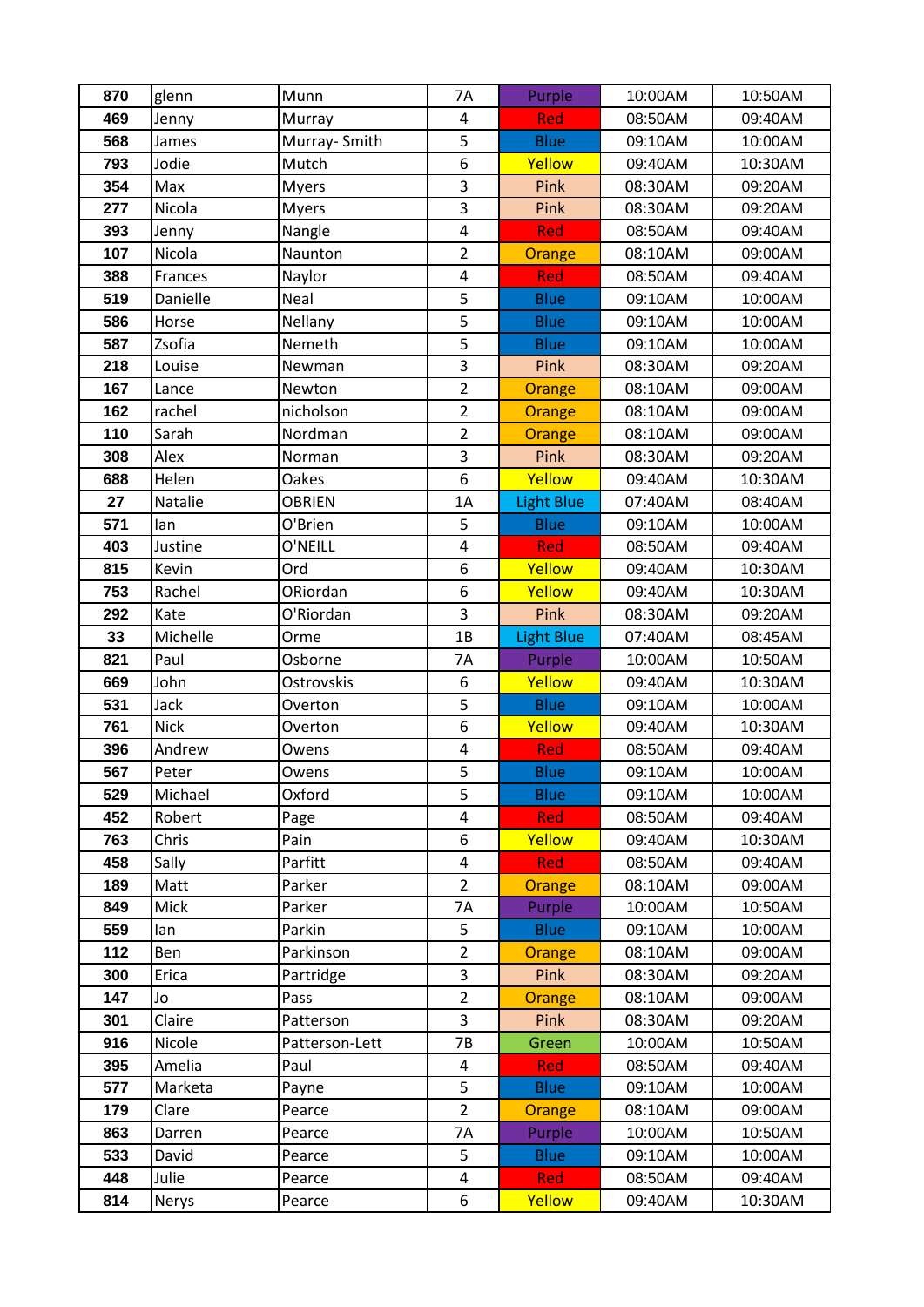| 870 | glenn | Munn | 7A | Purple | 10:00AM | 10:50AM |
|---|---|---|---|---|---|---|
| 469 | Jenny | Murray | 4 | Red | 08:50AM | 09:40AM |
| 568 | James | Murray- Smith | 5 | Blue | 09:10AM | 10:00AM |
| 793 | Jodie | Mutch | 6 | Yellow | 09:40AM | 10:30AM |
| 354 | Max | Myers | 3 | Pink | 08:30AM | 09:20AM |
| 277 | Nicola | Myers | 3 | Pink | 08:30AM | 09:20AM |
| 393 | Jenny | Nangle | 4 | Red | 08:50AM | 09:40AM |
| 107 | Nicola | Naunton | 2 | Orange | 08:10AM | 09:00AM |
| 388 | Frances | Naylor | 4 | Red | 08:50AM | 09:40AM |
| 519 | Danielle | Neal | 5 | Blue | 09:10AM | 10:00AM |
| 586 | Horse | Nellany | 5 | Blue | 09:10AM | 10:00AM |
| 587 | Zsofia | Nemeth | 5 | Blue | 09:10AM | 10:00AM |
| 218 | Louise | Newman | 3 | Pink | 08:30AM | 09:20AM |
| 167 | Lance | Newton | 2 | Orange | 08:10AM | 09:00AM |
| 162 | rachel | nicholson | 2 | Orange | 08:10AM | 09:00AM |
| 110 | Sarah | Nordman | 2 | Orange | 08:10AM | 09:00AM |
| 308 | Alex | Norman | 3 | Pink | 08:30AM | 09:20AM |
| 688 | Helen | Oakes | 6 | Yellow | 09:40AM | 10:30AM |
| 27 | Natalie | OBRIEN | 1A | Light Blue | 07:40AM | 08:40AM |
| 571 | Ian | O'Brien | 5 | Blue | 09:10AM | 10:00AM |
| 403 | Justine | O'NEILL | 4 | Red | 08:50AM | 09:40AM |
| 815 | Kevin | Ord | 6 | Yellow | 09:40AM | 10:30AM |
| 753 | Rachel | ORiordan | 6 | Yellow | 09:40AM | 10:30AM |
| 292 | Kate | O'Riordan | 3 | Pink | 08:30AM | 09:20AM |
| 33 | Michelle | Orme | 1B | Light Blue | 07:40AM | 08:45AM |
| 821 | Paul | Osborne | 7A | Purple | 10:00AM | 10:50AM |
| 669 | John | Ostrovskis | 6 | Yellow | 09:40AM | 10:30AM |
| 531 | Jack | Overton | 5 | Blue | 09:10AM | 10:00AM |
| 761 | Nick | Overton | 6 | Yellow | 09:40AM | 10:30AM |
| 396 | Andrew | Owens | 4 | Red | 08:50AM | 09:40AM |
| 567 | Peter | Owens | 5 | Blue | 09:10AM | 10:00AM |
| 529 | Michael | Oxford | 5 | Blue | 09:10AM | 10:00AM |
| 452 | Robert | Page | 4 | Red | 08:50AM | 09:40AM |
| 763 | Chris | Pain | 6 | Yellow | 09:40AM | 10:30AM |
| 458 | Sally | Parfitt | 4 | Red | 08:50AM | 09:40AM |
| 189 | Matt | Parker | 2 | Orange | 08:10AM | 09:00AM |
| 849 | Mick | Parker | 7A | Purple | 10:00AM | 10:50AM |
| 559 | Ian | Parkin | 5 | Blue | 09:10AM | 10:00AM |
| 112 | Ben | Parkinson | 2 | Orange | 08:10AM | 09:00AM |
| 300 | Erica | Partridge | 3 | Pink | 08:30AM | 09:20AM |
| 147 | Jo | Pass | 2 | Orange | 08:10AM | 09:00AM |
| 301 | Claire | Patterson | 3 | Pink | 08:30AM | 09:20AM |
| 916 | Nicole | Patterson-Lett | 7B | Green | 10:00AM | 10:50AM |
| 395 | Amelia | Paul | 4 | Red | 08:50AM | 09:40AM |
| 577 | Marketa | Payne | 5 | Blue | 09:10AM | 10:00AM |
| 179 | Clare | Pearce | 2 | Orange | 08:10AM | 09:00AM |
| 863 | Darren | Pearce | 7A | Purple | 10:00AM | 10:50AM |
| 533 | David | Pearce | 5 | Blue | 09:10AM | 10:00AM |
| 448 | Julie | Pearce | 4 | Red | 08:50AM | 09:40AM |
| 814 | Nerys | Pearce | 6 | Yellow | 09:40AM | 10:30AM |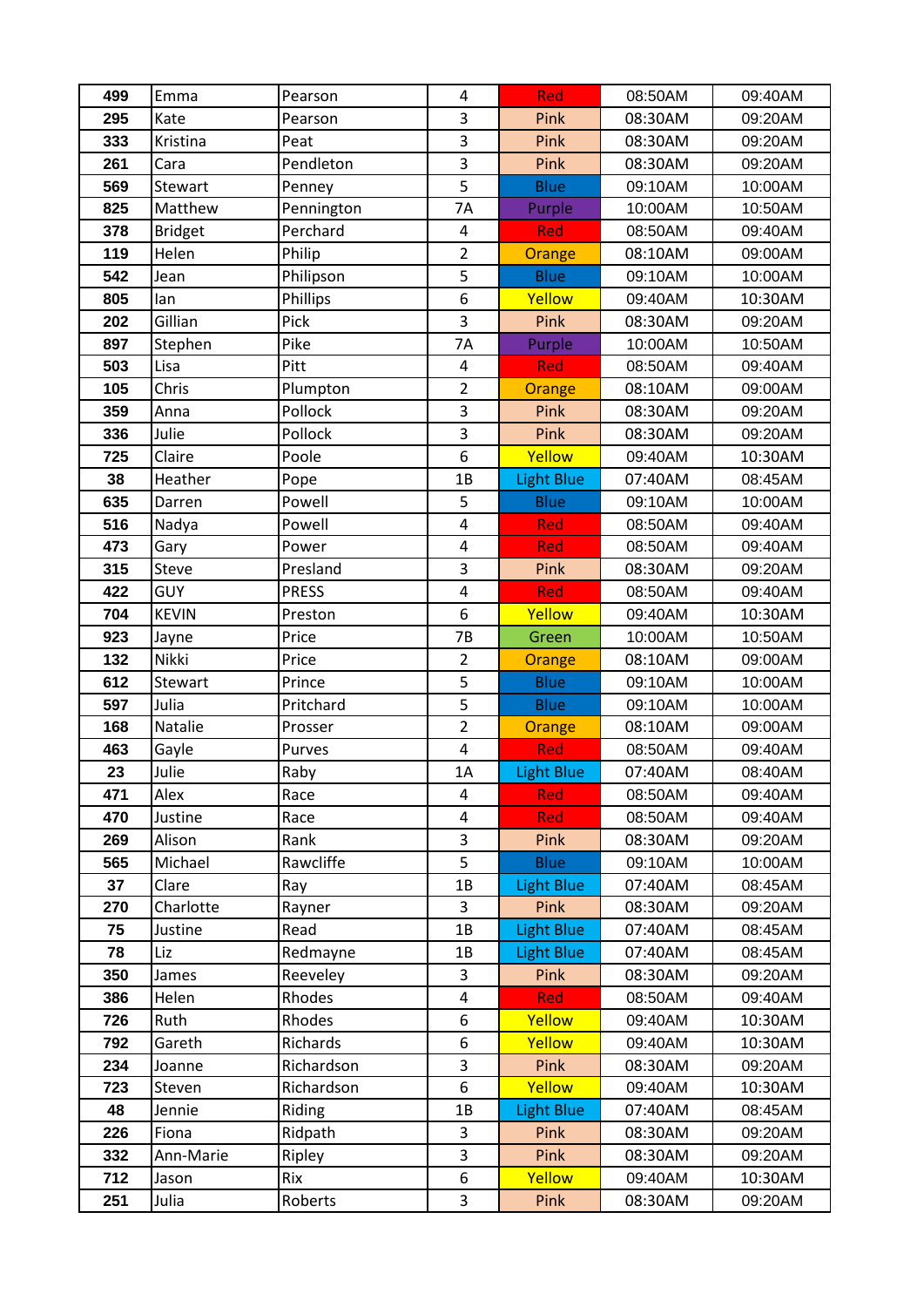| 499 | Emma | Pearson | 4 | Red | 08:50AM | 09:40AM |
|---|---|---|---|---|---|---|
| 295 | Kate | Pearson | 3 | Pink | 08:30AM | 09:20AM |
| 333 | Kristina | Peat | 3 | Pink | 08:30AM | 09:20AM |
| 261 | Cara | Pendleton | 3 | Pink | 08:30AM | 09:20AM |
| 569 | Stewart | Penney | 5 | Blue | 09:10AM | 10:00AM |
| 825 | Matthew | Pennington | 7A | Purple | 10:00AM | 10:50AM |
| 378 | Bridget | Perchard | 4 | Red | 08:50AM | 09:40AM |
| 119 | Helen | Philip | 2 | Orange | 08:10AM | 09:00AM |
| 542 | Jean | Philipson | 5 | Blue | 09:10AM | 10:00AM |
| 805 | Ian | Phillips | 6 | Yellow | 09:40AM | 10:30AM |
| 202 | Gillian | Pick | 3 | Pink | 08:30AM | 09:20AM |
| 897 | Stephen | Pike | 7A | Purple | 10:00AM | 10:50AM |
| 503 | Lisa | Pitt | 4 | Red | 08:50AM | 09:40AM |
| 105 | Chris | Plumpton | 2 | Orange | 08:10AM | 09:00AM |
| 359 | Anna | Pollock | 3 | Pink | 08:30AM | 09:20AM |
| 336 | Julie | Pollock | 3 | Pink | 08:30AM | 09:20AM |
| 725 | Claire | Poole | 6 | Yellow | 09:40AM | 10:30AM |
| 38 | Heather | Pope | 1B | Light Blue | 07:40AM | 08:45AM |
| 635 | Darren | Powell | 5 | Blue | 09:10AM | 10:00AM |
| 516 | Nadya | Powell | 4 | Red | 08:50AM | 09:40AM |
| 473 | Gary | Power | 4 | Red | 08:50AM | 09:40AM |
| 315 | Steve | Presland | 3 | Pink | 08:30AM | 09:20AM |
| 422 | GUY | PRESS | 4 | Red | 08:50AM | 09:40AM |
| 704 | KEVIN | Preston | 6 | Yellow | 09:40AM | 10:30AM |
| 923 | Jayne | Price | 7B | Green | 10:00AM | 10:50AM |
| 132 | Nikki | Price | 2 | Orange | 08:10AM | 09:00AM |
| 612 | Stewart | Prince | 5 | Blue | 09:10AM | 10:00AM |
| 597 | Julia | Pritchard | 5 | Blue | 09:10AM | 10:00AM |
| 168 | Natalie | Prosser | 2 | Orange | 08:10AM | 09:00AM |
| 463 | Gayle | Purves | 4 | Red | 08:50AM | 09:40AM |
| 23 | Julie | Raby | 1A | Light Blue | 07:40AM | 08:40AM |
| 471 | Alex | Race | 4 | Red | 08:50AM | 09:40AM |
| 470 | Justine | Race | 4 | Red | 08:50AM | 09:40AM |
| 269 | Alison | Rank | 3 | Pink | 08:30AM | 09:20AM |
| 565 | Michael | Rawcliffe | 5 | Blue | 09:10AM | 10:00AM |
| 37 | Clare | Ray | 1B | Light Blue | 07:40AM | 08:45AM |
| 270 | Charlotte | Rayner | 3 | Pink | 08:30AM | 09:20AM |
| 75 | Justine | Read | 1B | Light Blue | 07:40AM | 08:45AM |
| 78 | Liz | Redmayne | 1B | Light Blue | 07:40AM | 08:45AM |
| 350 | James | Reeveley | 3 | Pink | 08:30AM | 09:20AM |
| 386 | Helen | Rhodes | 4 | Red | 08:50AM | 09:40AM |
| 726 | Ruth | Rhodes | 6 | Yellow | 09:40AM | 10:30AM |
| 792 | Gareth | Richards | 6 | Yellow | 09:40AM | 10:30AM |
| 234 | Joanne | Richardson | 3 | Pink | 08:30AM | 09:20AM |
| 723 | Steven | Richardson | 6 | Yellow | 09:40AM | 10:30AM |
| 48 | Jennie | Riding | 1B | Light Blue | 07:40AM | 08:45AM |
| 226 | Fiona | Ridpath | 3 | Pink | 08:30AM | 09:20AM |
| 332 | Ann-Marie | Ripley | 3 | Pink | 08:30AM | 09:20AM |
| 712 | Jason | Rix | 6 | Yellow | 09:40AM | 10:30AM |
| 251 | Julia | Roberts | 3 | Pink | 08:30AM | 09:20AM |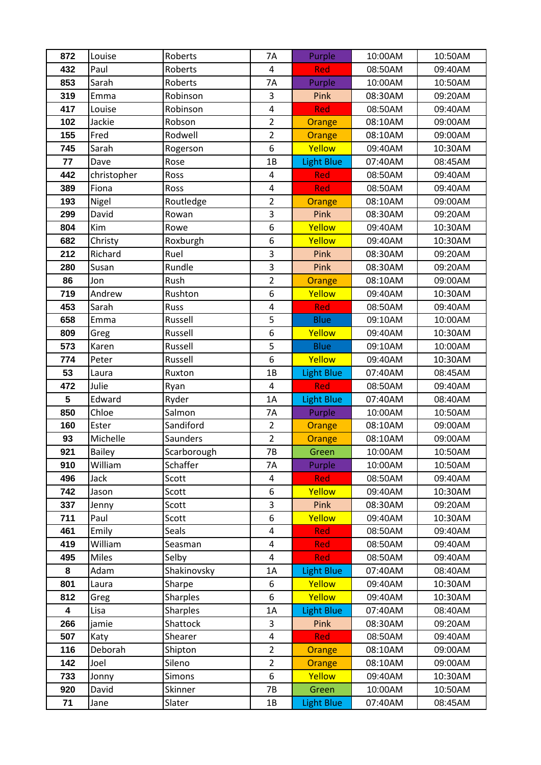| 872 | Louise | Roberts | 7A | Purple | 10:00AM | 10:50AM |
|---|---|---|---|---|---|---|
| 432 | Paul | Roberts | 4 | Red | 08:50AM | 09:40AM |
| 853 | Sarah | Roberts | 7A | Purple | 10:00AM | 10:50AM |
| 319 | Emma | Robinson | 3 | Pink | 08:30AM | 09:20AM |
| 417 | Louise | Robinson | 4 | Red | 08:50AM | 09:40AM |
| 102 | Jackie | Robson | 2 | Orange | 08:10AM | 09:00AM |
| 155 | Fred | Rodwell | 2 | Orange | 08:10AM | 09:00AM |
| 745 | Sarah | Rogerson | 6 | Yellow | 09:40AM | 10:30AM |
| 77 | Dave | Rose | 1B | Light Blue | 07:40AM | 08:45AM |
| 442 | christopher | Ross | 4 | Red | 08:50AM | 09:40AM |
| 389 | Fiona | Ross | 4 | Red | 08:50AM | 09:40AM |
| 193 | Nigel | Routledge | 2 | Orange | 08:10AM | 09:00AM |
| 299 | David | Rowan | 3 | Pink | 08:30AM | 09:20AM |
| 804 | Kim | Rowe | 6 | Yellow | 09:40AM | 10:30AM |
| 682 | Christy | Roxburgh | 6 | Yellow | 09:40AM | 10:30AM |
| 212 | Richard | Ruel | 3 | Pink | 08:30AM | 09:20AM |
| 280 | Susan | Rundle | 3 | Pink | 08:30AM | 09:20AM |
| 86 | Jon | Rush | 2 | Orange | 08:10AM | 09:00AM |
| 719 | Andrew | Rushton | 6 | Yellow | 09:40AM | 10:30AM |
| 453 | Sarah | Russ | 4 | Red | 08:50AM | 09:40AM |
| 658 | Emma | Russell | 5 | Blue | 09:10AM | 10:00AM |
| 809 | Greg | Russell | 6 | Yellow | 09:40AM | 10:30AM |
| 573 | Karen | Russell | 5 | Blue | 09:10AM | 10:00AM |
| 774 | Peter | Russell | 6 | Yellow | 09:40AM | 10:30AM |
| 53 | Laura | Ruxton | 1B | Light Blue | 07:40AM | 08:45AM |
| 472 | Julie | Ryan | 4 | Red | 08:50AM | 09:40AM |
| 5 | Edward | Ryder | 1A | Light Blue | 07:40AM | 08:40AM |
| 850 | Chloe | Salmon | 7A | Purple | 10:00AM | 10:50AM |
| 160 | Ester | Sandiford | 2 | Orange | 08:10AM | 09:00AM |
| 93 | Michelle | Saunders | 2 | Orange | 08:10AM | 09:00AM |
| 921 | Bailey | Scarborough | 7B | Green | 10:00AM | 10:50AM |
| 910 | William | Schaffer | 7A | Purple | 10:00AM | 10:50AM |
| 496 | Jack | Scott | 4 | Red | 08:50AM | 09:40AM |
| 742 | Jason | Scott | 6 | Yellow | 09:40AM | 10:30AM |
| 337 | Jenny | Scott | 3 | Pink | 08:30AM | 09:20AM |
| 711 | Paul | Scott | 6 | Yellow | 09:40AM | 10:30AM |
| 461 | Emily | Seals | 4 | Red | 08:50AM | 09:40AM |
| 419 | William | Seasman | 4 | Red | 08:50AM | 09:40AM |
| 495 | Miles | Selby | 4 | Red | 08:50AM | 09:40AM |
| 8 | Adam | Shakinovsky | 1A | Light Blue | 07:40AM | 08:40AM |
| 801 | Laura | Sharpe | 6 | Yellow | 09:40AM | 10:30AM |
| 812 | Greg | Sharples | 6 | Yellow | 09:40AM | 10:30AM |
| 4 | Lisa | Sharples | 1A | Light Blue | 07:40AM | 08:40AM |
| 266 | jamie | Shattock | 3 | Pink | 08:30AM | 09:20AM |
| 507 | Katy | Shearer | 4 | Red | 08:50AM | 09:40AM |
| 116 | Deborah | Shipton | 2 | Orange | 08:10AM | 09:00AM |
| 142 | Joel | Sileno | 2 | Orange | 08:10AM | 09:00AM |
| 733 | Jonny | Simons | 6 | Yellow | 09:40AM | 10:30AM |
| 920 | David | Skinner | 7B | Green | 10:00AM | 10:50AM |
| 71 | Jane | Slater | 1B | Light Blue | 07:40AM | 08:45AM |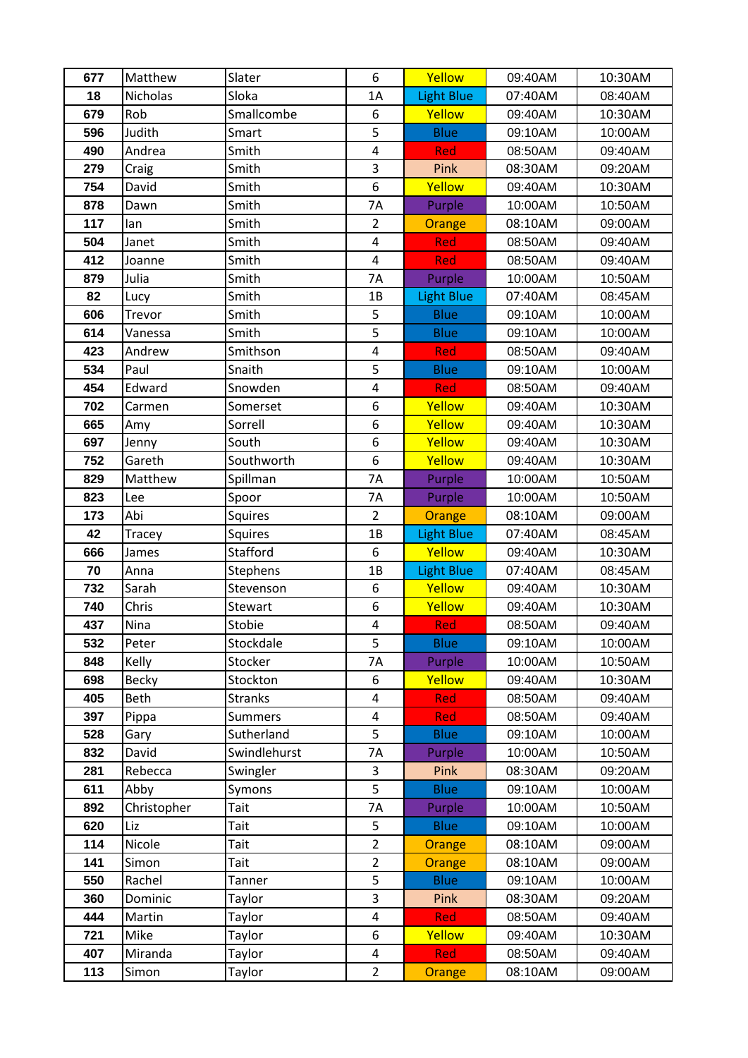| 677 | Matthew | Slater | 6 | Yellow | 09:40AM | 10:30AM |
|---|---|---|---|---|---|---|
| 18 | Nicholas | Sloka | 1A | Light Blue | 07:40AM | 08:40AM |
| 679 | Rob | Smallcombe | 6 | Yellow | 09:40AM | 10:30AM |
| 596 | Judith | Smart | 5 | Blue | 09:10AM | 10:00AM |
| 490 | Andrea | Smith | 4 | Red | 08:50AM | 09:40AM |
| 279 | Craig | Smith | 3 | Pink | 08:30AM | 09:20AM |
| 754 | David | Smith | 6 | Yellow | 09:40AM | 10:30AM |
| 878 | Dawn | Smith | 7A | Purple | 10:00AM | 10:50AM |
| 117 | Ian | Smith | 2 | Orange | 08:10AM | 09:00AM |
| 504 | Janet | Smith | 4 | Red | 08:50AM | 09:40AM |
| 412 | Joanne | Smith | 4 | Red | 08:50AM | 09:40AM |
| 879 | Julia | Smith | 7A | Purple | 10:00AM | 10:50AM |
| 82 | Lucy | Smith | 1B | Light Blue | 07:40AM | 08:45AM |
| 606 | Trevor | Smith | 5 | Blue | 09:10AM | 10:00AM |
| 614 | Vanessa | Smith | 5 | Blue | 09:10AM | 10:00AM |
| 423 | Andrew | Smithson | 4 | Red | 08:50AM | 09:40AM |
| 534 | Paul | Snaith | 5 | Blue | 09:10AM | 10:00AM |
| 454 | Edward | Snowden | 4 | Red | 08:50AM | 09:40AM |
| 702 | Carmen | Somerset | 6 | Yellow | 09:40AM | 10:30AM |
| 665 | Amy | Sorrell | 6 | Yellow | 09:40AM | 10:30AM |
| 697 | Jenny | South | 6 | Yellow | 09:40AM | 10:30AM |
| 752 | Gareth | Southworth | 6 | Yellow | 09:40AM | 10:30AM |
| 829 | Matthew | Spillman | 7A | Purple | 10:00AM | 10:50AM |
| 823 | Lee | Spoor | 7A | Purple | 10:00AM | 10:50AM |
| 173 | Abi | Squires | 2 | Orange | 08:10AM | 09:00AM |
| 42 | Tracey | Squires | 1B | Light Blue | 07:40AM | 08:45AM |
| 666 | James | Stafford | 6 | Yellow | 09:40AM | 10:30AM |
| 70 | Anna | Stephens | 1B | Light Blue | 07:40AM | 08:45AM |
| 732 | Sarah | Stevenson | 6 | Yellow | 09:40AM | 10:30AM |
| 740 | Chris | Stewart | 6 | Yellow | 09:40AM | 10:30AM |
| 437 | Nina | Stobie | 4 | Red | 08:50AM | 09:40AM |
| 532 | Peter | Stockdale | 5 | Blue | 09:10AM | 10:00AM |
| 848 | Kelly | Stocker | 7A | Purple | 10:00AM | 10:50AM |
| 698 | Becky | Stockton | 6 | Yellow | 09:40AM | 10:30AM |
| 405 | Beth | Stranks | 4 | Red | 08:50AM | 09:40AM |
| 397 | Pippa | Summers | 4 | Red | 08:50AM | 09:40AM |
| 528 | Gary | Sutherland | 5 | Blue | 09:10AM | 10:00AM |
| 832 | David | Swindlehurst | 7A | Purple | 10:00AM | 10:50AM |
| 281 | Rebecca | Swingler | 3 | Pink | 08:30AM | 09:20AM |
| 611 | Abby | Symons | 5 | Blue | 09:10AM | 10:00AM |
| 892 | Christopher | Tait | 7A | Purple | 10:00AM | 10:50AM |
| 620 | Liz | Tait | 5 | Blue | 09:10AM | 10:00AM |
| 114 | Nicole | Tait | 2 | Orange | 08:10AM | 09:00AM |
| 141 | Simon | Tait | 2 | Orange | 08:10AM | 09:00AM |
| 550 | Rachel | Tanner | 5 | Blue | 09:10AM | 10:00AM |
| 360 | Dominic | Taylor | 3 | Pink | 08:30AM | 09:20AM |
| 444 | Martin | Taylor | 4 | Red | 08:50AM | 09:40AM |
| 721 | Mike | Taylor | 6 | Yellow | 09:40AM | 10:30AM |
| 407 | Miranda | Taylor | 4 | Red | 08:50AM | 09:40AM |
| 113 | Simon | Taylor | 2 | Orange | 08:10AM | 09:00AM |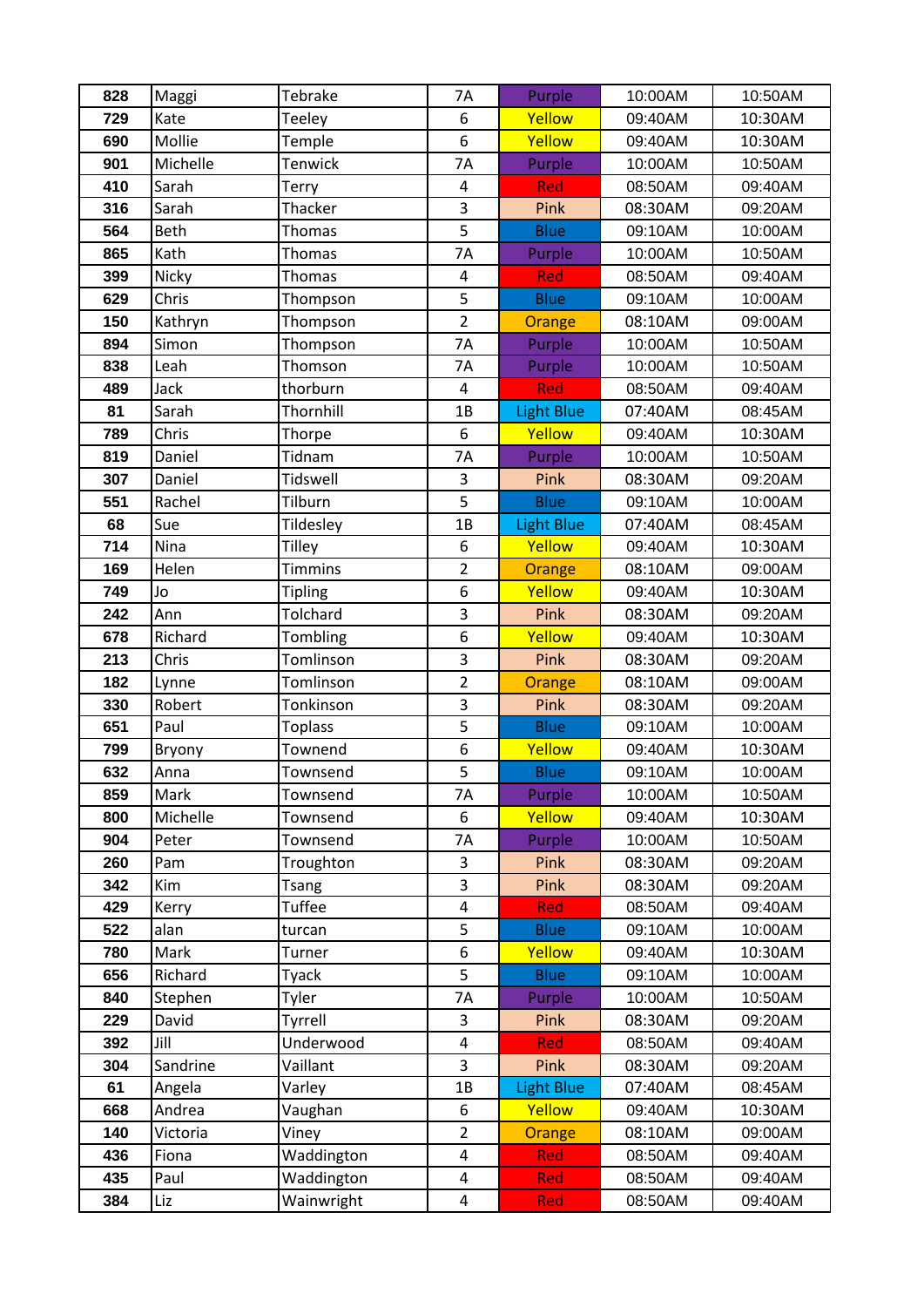| 828 | Maggi | Tebrake | 7A | Purple | 10:00AM | 10:50AM |
|---|---|---|---|---|---|---|
| 729 | Kate | Teeley | 6 | Yellow | 09:40AM | 10:30AM |
| 690 | Mollie | Temple | 6 | Yellow | 09:40AM | 10:30AM |
| 901 | Michelle | Tenwick | 7A | Purple | 10:00AM | 10:50AM |
| 410 | Sarah | Terry | 4 | Red | 08:50AM | 09:40AM |
| 316 | Sarah | Thacker | 3 | Pink | 08:30AM | 09:20AM |
| 564 | Beth | Thomas | 5 | Blue | 09:10AM | 10:00AM |
| 865 | Kath | Thomas | 7A | Purple | 10:00AM | 10:50AM |
| 399 | Nicky | Thomas | 4 | Red | 08:50AM | 09:40AM |
| 629 | Chris | Thompson | 5 | Blue | 09:10AM | 10:00AM |
| 150 | Kathryn | Thompson | 2 | Orange | 08:10AM | 09:00AM |
| 894 | Simon | Thompson | 7A | Purple | 10:00AM | 10:50AM |
| 838 | Leah | Thomson | 7A | Purple | 10:00AM | 10:50AM |
| 489 | Jack | thorburn | 4 | Red | 08:50AM | 09:40AM |
| 81 | Sarah | Thornhill | 1B | Light Blue | 07:40AM | 08:45AM |
| 789 | Chris | Thorpe | 6 | Yellow | 09:40AM | 10:30AM |
| 819 | Daniel | Tidnam | 7A | Purple | 10:00AM | 10:50AM |
| 307 | Daniel | Tidswell | 3 | Pink | 08:30AM | 09:20AM |
| 551 | Rachel | Tilburn | 5 | Blue | 09:10AM | 10:00AM |
| 68 | Sue | Tildesley | 1B | Light Blue | 07:40AM | 08:45AM |
| 714 | Nina | Tilley | 6 | Yellow | 09:40AM | 10:30AM |
| 169 | Helen | Timmins | 2 | Orange | 08:10AM | 09:00AM |
| 749 | Jo | Tipling | 6 | Yellow | 09:40AM | 10:30AM |
| 242 | Ann | Tolchard | 3 | Pink | 08:30AM | 09:20AM |
| 678 | Richard | Tombling | 6 | Yellow | 09:40AM | 10:30AM |
| 213 | Chris | Tomlinson | 3 | Pink | 08:30AM | 09:20AM |
| 182 | Lynne | Tomlinson | 2 | Orange | 08:10AM | 09:00AM |
| 330 | Robert | Tonkinson | 3 | Pink | 08:30AM | 09:20AM |
| 651 | Paul | Toplass | 5 | Blue | 09:10AM | 10:00AM |
| 799 | Bryony | Townend | 6 | Yellow | 09:40AM | 10:30AM |
| 632 | Anna | Townsend | 5 | Blue | 09:10AM | 10:00AM |
| 859 | Mark | Townsend | 7A | Purple | 10:00AM | 10:50AM |
| 800 | Michelle | Townsend | 6 | Yellow | 09:40AM | 10:30AM |
| 904 | Peter | Townsend | 7A | Purple | 10:00AM | 10:50AM |
| 260 | Pam | Troughton | 3 | Pink | 08:30AM | 09:20AM |
| 342 | Kim | Tsang | 3 | Pink | 08:30AM | 09:20AM |
| 429 | Kerry | Tuffee | 4 | Red | 08:50AM | 09:40AM |
| 522 | alan | turcan | 5 | Blue | 09:10AM | 10:00AM |
| 780 | Mark | Turner | 6 | Yellow | 09:40AM | 10:30AM |
| 656 | Richard | Tyack | 5 | Blue | 09:10AM | 10:00AM |
| 840 | Stephen | Tyler | 7A | Purple | 10:00AM | 10:50AM |
| 229 | David | Tyrrell | 3 | Pink | 08:30AM | 09:20AM |
| 392 | Jill | Underwood | 4 | Red | 08:50AM | 09:40AM |
| 304 | Sandrine | Vaillant | 3 | Pink | 08:30AM | 09:20AM |
| 61 | Angela | Varley | 1B | Light Blue | 07:40AM | 08:45AM |
| 668 | Andrea | Vaughan | 6 | Yellow | 09:40AM | 10:30AM |
| 140 | Victoria | Viney | 2 | Orange | 08:10AM | 09:00AM |
| 436 | Fiona | Waddington | 4 | Red | 08:50AM | 09:40AM |
| 435 | Paul | Waddington | 4 | Red | 08:50AM | 09:40AM |
| 384 | Liz | Wainwright | 4 | Red | 08:50AM | 09:40AM |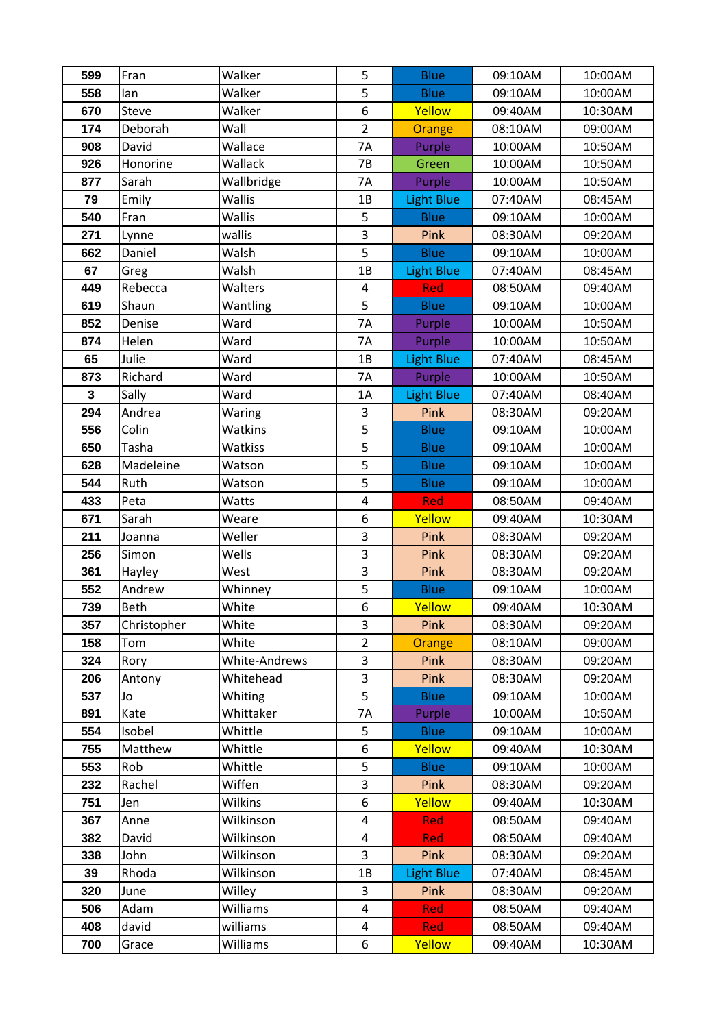| 599 | Fran | Walker | 5 | Blue | 09:10AM | 10:00AM |
|---|---|---|---|---|---|---|
| 558 | Ian | Walker | 5 | Blue | 09:10AM | 10:00AM |
| 670 | Steve | Walker | 6 | Yellow | 09:40AM | 10:30AM |
| 174 | Deborah | Wall | 2 | Orange | 08:10AM | 09:00AM |
| 908 | David | Wallace | 7A | Purple | 10:00AM | 10:50AM |
| 926 | Honorine | Wallack | 7B | Green | 10:00AM | 10:50AM |
| 877 | Sarah | Wallbridge | 7A | Purple | 10:00AM | 10:50AM |
| 79 | Emily | Wallis | 1B | Light Blue | 07:40AM | 08:45AM |
| 540 | Fran | Wallis | 5 | Blue | 09:10AM | 10:00AM |
| 271 | Lynne | wallis | 3 | Pink | 08:30AM | 09:20AM |
| 662 | Daniel | Walsh | 5 | Blue | 09:10AM | 10:00AM |
| 67 | Greg | Walsh | 1B | Light Blue | 07:40AM | 08:45AM |
| 449 | Rebecca | Walters | 4 | Red | 08:50AM | 09:40AM |
| 619 | Shaun | Wantling | 5 | Blue | 09:10AM | 10:00AM |
| 852 | Denise | Ward | 7A | Purple | 10:00AM | 10:50AM |
| 874 | Helen | Ward | 7A | Purple | 10:00AM | 10:50AM |
| 65 | Julie | Ward | 1B | Light Blue | 07:40AM | 08:45AM |
| 873 | Richard | Ward | 7A | Purple | 10:00AM | 10:50AM |
| 3 | Sally | Ward | 1A | Light Blue | 07:40AM | 08:40AM |
| 294 | Andrea | Waring | 3 | Pink | 08:30AM | 09:20AM |
| 556 | Colin | Watkins | 5 | Blue | 09:10AM | 10:00AM |
| 650 | Tasha | Watkiss | 5 | Blue | 09:10AM | 10:00AM |
| 628 | Madeleine | Watson | 5 | Blue | 09:10AM | 10:00AM |
| 544 | Ruth | Watson | 5 | Blue | 09:10AM | 10:00AM |
| 433 | Peta | Watts | 4 | Red | 08:50AM | 09:40AM |
| 671 | Sarah | Weare | 6 | Yellow | 09:40AM | 10:30AM |
| 211 | Joanna | Weller | 3 | Pink | 08:30AM | 09:20AM |
| 256 | Simon | Wells | 3 | Pink | 08:30AM | 09:20AM |
| 361 | Hayley | West | 3 | Pink | 08:30AM | 09:20AM |
| 552 | Andrew | Whinney | 5 | Blue | 09:10AM | 10:00AM |
| 739 | Beth | White | 6 | Yellow | 09:40AM | 10:30AM |
| 357 | Christopher | White | 3 | Pink | 08:30AM | 09:20AM |
| 158 | Tom | White | 2 | Orange | 08:10AM | 09:00AM |
| 324 | Rory | White-Andrews | 3 | Pink | 08:30AM | 09:20AM |
| 206 | Antony | Whitehead | 3 | Pink | 08:30AM | 09:20AM |
| 537 | Jo | Whiting | 5 | Blue | 09:10AM | 10:00AM |
| 891 | Kate | Whittaker | 7A | Purple | 10:00AM | 10:50AM |
| 554 | Isobel | Whittle | 5 | Blue | 09:10AM | 10:00AM |
| 755 | Matthew | Whittle | 6 | Yellow | 09:40AM | 10:30AM |
| 553 | Rob | Whittle | 5 | Blue | 09:10AM | 10:00AM |
| 232 | Rachel | Wiffen | 3 | Pink | 08:30AM | 09:20AM |
| 751 | Jen | Wilkins | 6 | Yellow | 09:40AM | 10:30AM |
| 367 | Anne | Wilkinson | 4 | Red | 08:50AM | 09:40AM |
| 382 | David | Wilkinson | 4 | Red | 08:50AM | 09:40AM |
| 338 | John | Wilkinson | 3 | Pink | 08:30AM | 09:20AM |
| 39 | Rhoda | Wilkinson | 1B | Light Blue | 07:40AM | 08:45AM |
| 320 | June | Willey | 3 | Pink | 08:30AM | 09:20AM |
| 506 | Adam | Williams | 4 | Red | 08:50AM | 09:40AM |
| 408 | david | williams | 4 | Red | 08:50AM | 09:40AM |
| 700 | Grace | Williams | 6 | Yellow | 09:40AM | 10:30AM |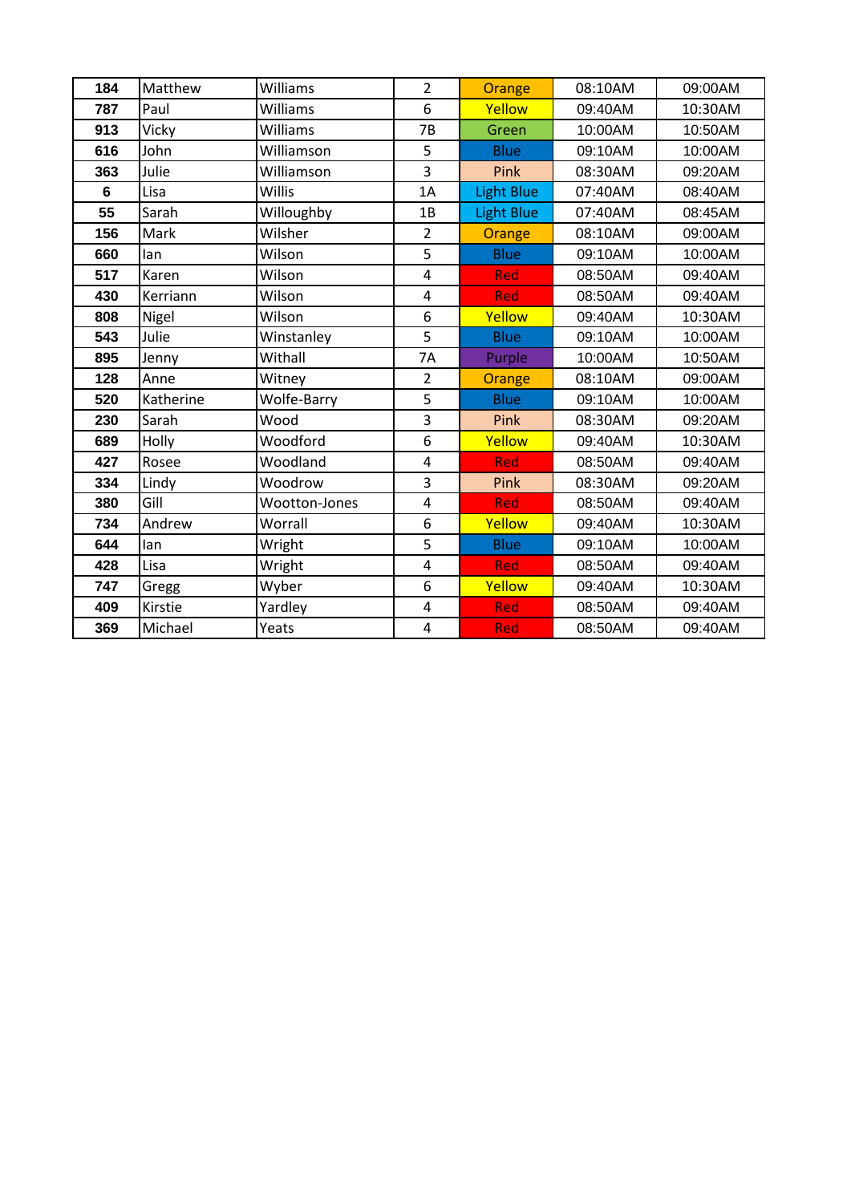| | | | | | | |
|---|---|---|---|---|---|---|
| **184** | Matthew | Williams | 2 | Orange | 08:10AM | 09:00AM |
| **787** | Paul | Williams | 6 | Yellow | 09:40AM | 10:30AM |
| **913** | Vicky | Williams | 7B | Green | 10:00AM | 10:50AM |
| **616** | John | Williamson | 5 | Blue | 09:10AM | 10:00AM |
| **363** | Julie | Williamson | 3 | Pink | 08:30AM | 09:20AM |
| **6** | Lisa | Willis | 1A | Light Blue | 07:40AM | 08:40AM |
| **55** | Sarah | Willoughby | 1B | Light Blue | 07:40AM | 08:45AM |
| **156** | Mark | Wilsher | 2 | Orange | 08:10AM | 09:00AM |
| **660** | Ian | Wilson | 5 | Blue | 09:10AM | 10:00AM |
| **517** | Karen | Wilson | 4 | Red | 08:50AM | 09:40AM |
| **430** | Kerriann | Wilson | 4 | Red | 08:50AM | 09:40AM |
| **808** | Nigel | Wilson | 6 | Yellow | 09:40AM | 10:30AM |
| **543** | Julie | Winstanley | 5 | Blue | 09:10AM | 10:00AM |
| **895** | Jenny | Withall | 7A | Purple | 10:00AM | 10:50AM |
| **128** | Anne | Witney | 2 | Orange | 08:10AM | 09:00AM |
| **520** | Katherine | Wolfe-Barry | 5 | Blue | 09:10AM | 10:00AM |
| **230** | Sarah | Wood | 3 | Pink | 08:30AM | 09:20AM |
| **689** | Holly | Woodford | 6 | Yellow | 09:40AM | 10:30AM |
| **427** | Rosee | Woodland | 4 | Red | 08:50AM | 09:40AM |
| **334** | Lindy | Woodrow | 3 | Pink | 08:30AM | 09:20AM |
| **380** | Gill | Wootton-Jones | 4 | Red | 08:50AM | 09:40AM |
| **734** | Andrew | Worrall | 6 | Yellow | 09:40AM | 10:30AM |
| **644** | Ian | Wright | 5 | Blue | 09:10AM | 10:00AM |
| **428** | Lisa | Wright | 4 | Red | 08:50AM | 09:40AM |
| **747** | Gregg | Wyber | 6 | Yellow | 09:40AM | 10:30AM |
| **409** | Kirstie | Yardley | 4 | Red | 08:50AM | 09:40AM |
| **369** | Michael | Yeats | 4 | Red | 08:50AM | 09:40AM |